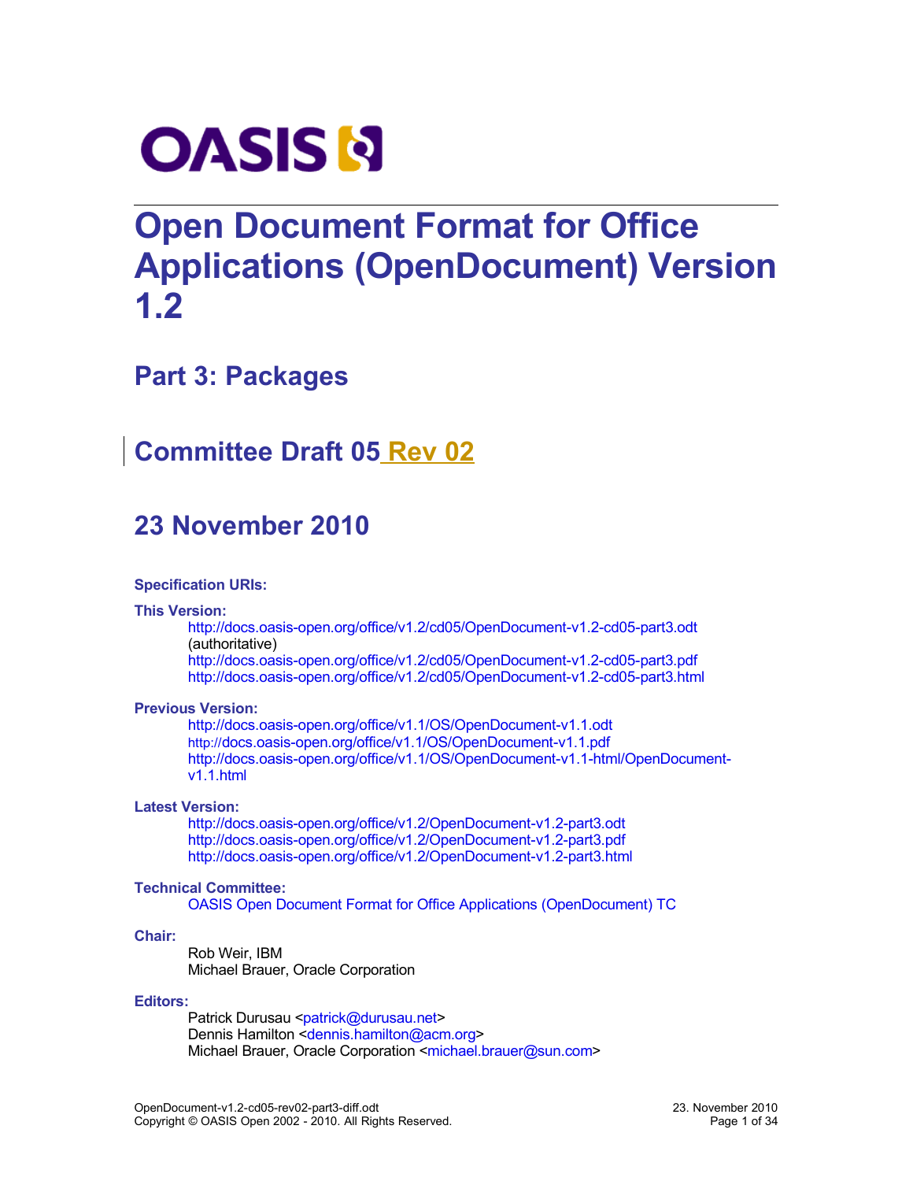# Open Document Format for Office Applications (OpenDocument) Version 1.2

## Part 3: Packages

## Committee Draft 05 Rev 02

## 23 November 2010

**Specification URIs:**

**This Version:**

http://docs.oasis-open.org/office/v1.2/cd05/OpenDocument-v1.2-cd05-part3.odt (authoritative)
http://docs.oasis-open.org/office/v1.2/cd05/OpenDocument-v1.2-cd05-part3.pdf
http://docs.oasis-open.org/office/v1.2/cd05/OpenDocument-v1.2-cd05-part3.html

**Previous Version:**

http://docs.oasis-open.org/office/v1.1/OS/OpenDocument-v1.1.odt
http://docs.oasis-open.org/office/v1.1/OS/OpenDocument-v1.1.pdf
http://docs.oasis-open.org/office/v1.1/OS/OpenDocument-v1.1-html/OpenDocument-v1.1.html

**Latest Version:**

http://docs.oasis-open.org/office/v1.2/OpenDocument-v1.2-part3.odt
http://docs.oasis-open.org/office/v1.2/OpenDocument-v1.2-part3.pdf
http://docs.oasis-open.org/office/v1.2/OpenDocument-v1.2-part3.html

**Technical Committee:**

OASIS Open Document Format for Office Applications (OpenDocument) TC

**Chair:**

Rob Weir, IBM
Michael Brauer, Oracle Corporation

**Editors:**

Patrick Durusau <patrick@durusau.net>
Dennis Hamilton <dennis.hamilton@acm.org>
Michael Brauer, Oracle Corporation <michael.brauer@sun.com>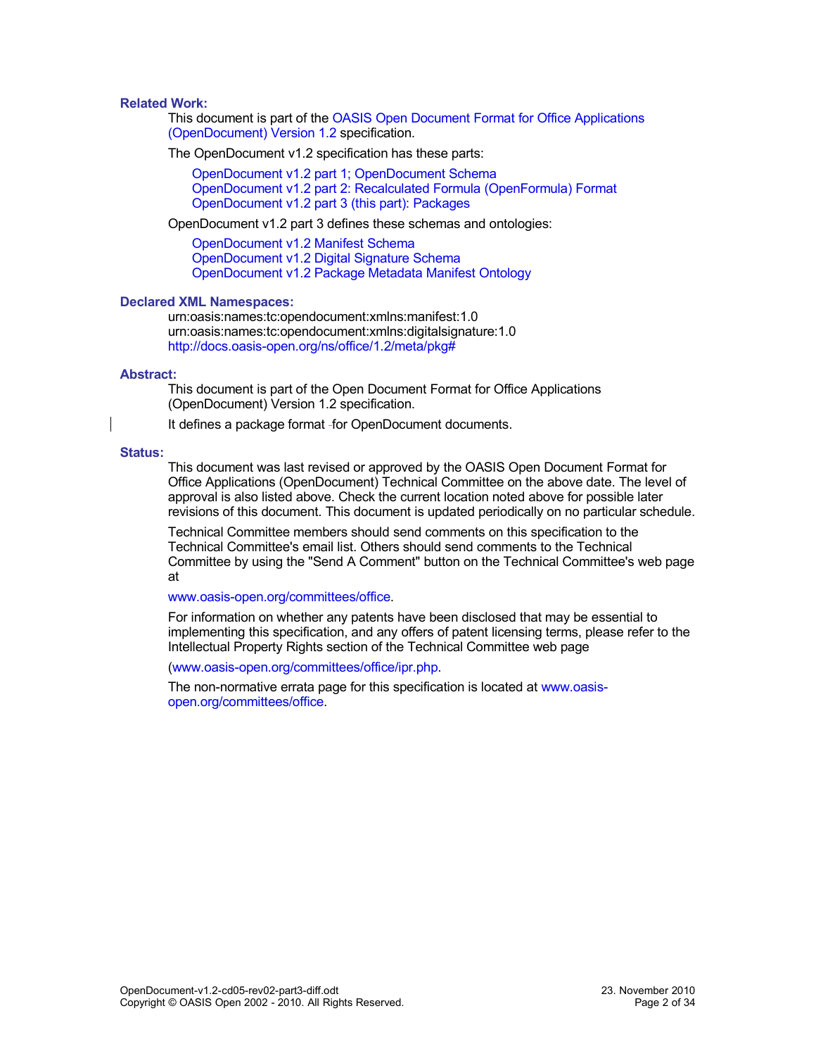**Related Work:**

This document is part of the OASIS Open Document Format for Office Applications (OpenDocument) Version 1.2 specification.

The OpenDocument v1.2 specification has these parts:

OpenDocument v1.2 part 1; OpenDocument Schema
OpenDocument v1.2 part 2: Recalculated Formula (OpenFormula) Format
OpenDocument v1.2 part 3 (this part): Packages

OpenDocument v1.2 part 3 defines these schemas and ontologies:

OpenDocument v1.2 Manifest Schema
OpenDocument v1.2 Digital Signature Schema
OpenDocument v1.2 Package Metadata Manifest Ontology

**Declared XML Namespaces:**

urn:oasis:names:tc:opendocument:xmlns:manifest:1.0
urn:oasis:names:tc:opendocument:xmlns:digitalsignature:1.0
http://docs.oasis-open.org/ns/office/1.2/meta/pkg#

**Abstract:**

This document is part of the Open Document Format for Office Applications (OpenDocument) Version 1.2 specification.

It defines a package format for OpenDocument documents.

**Status:**

This document was last revised or approved by the OASIS Open Document Format for Office Applications (OpenDocument) Technical Committee on the above date. The level of approval is also listed above. Check the current location noted above for possible later revisions of this document. This document is updated periodically on no particular schedule.

Technical Committee members should send comments on this specification to the Technical Committee's email list. Others should send comments to the Technical Committee by using the "Send A Comment" button on the Technical Committee's web page at

www.oasis-open.org/committees/office.

For information on whether any patents have been disclosed that may be essential to implementing this specification, and any offers of patent licensing terms, please refer to the Intellectual Property Rights section of the Technical Committee web page

(www.oasis-open.org/committees/office/ipr.php.

The non-normative errata page for this specification is located at www.oasis-open.org/committees/office.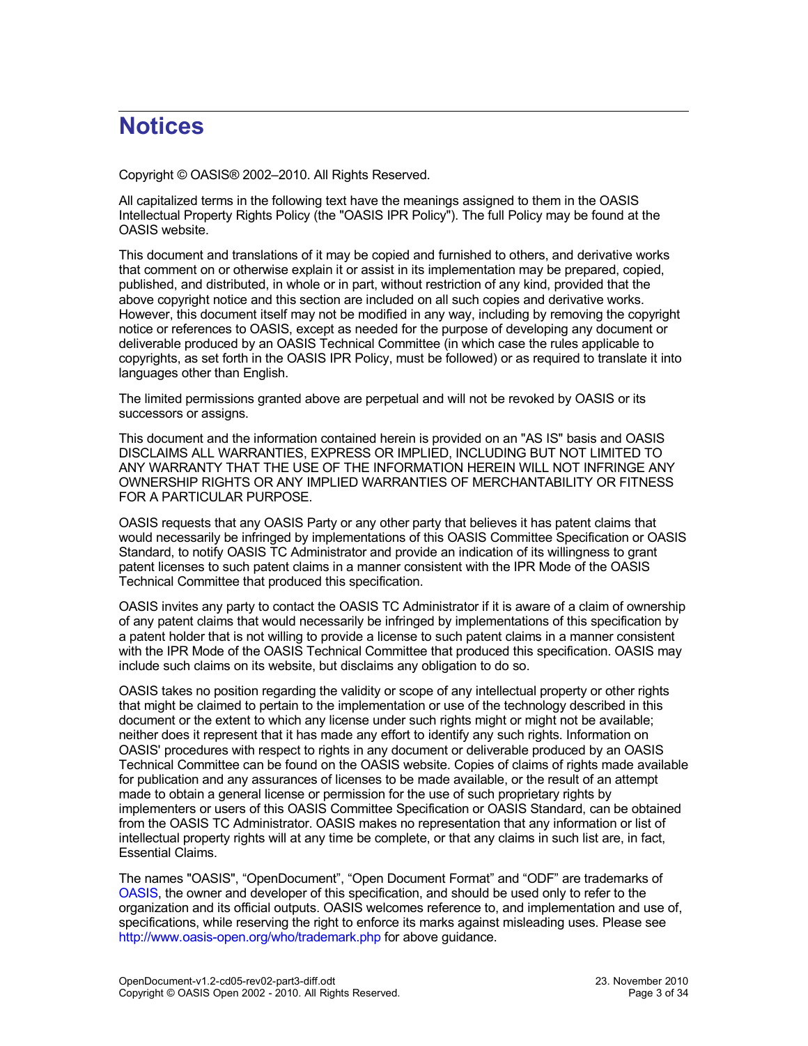# Notices

Copyright © OASIS® 2002–2010. All Rights Reserved.

All capitalized terms in the following text have the meanings assigned to them in the OASIS Intellectual Property Rights Policy (the "OASIS IPR Policy"). The full Policy may be found at the OASIS website.

This document and translations of it may be copied and furnished to others, and derivative works that comment on or otherwise explain it or assist in its implementation may be prepared, copied, published, and distributed, in whole or in part, without restriction of any kind, provided that the above copyright notice and this section are included on all such copies and derivative works. However, this document itself may not be modified in any way, including by removing the copyright notice or references to OASIS, except as needed for the purpose of developing any document or deliverable produced by an OASIS Technical Committee (in which case the rules applicable to copyrights, as set forth in the OASIS IPR Policy, must be followed) or as required to translate it into languages other than English.

The limited permissions granted above are perpetual and will not be revoked by OASIS or its successors or assigns.

This document and the information contained herein is provided on an "AS IS" basis and OASIS DISCLAIMS ALL WARRANTIES, EXPRESS OR IMPLIED, INCLUDING BUT NOT LIMITED TO ANY WARRANTY THAT THE USE OF THE INFORMATION HEREIN WILL NOT INFRINGE ANY OWNERSHIP RIGHTS OR ANY IMPLIED WARRANTIES OF MERCHANTABILITY OR FITNESS FOR A PARTICULAR PURPOSE.

OASIS requests that any OASIS Party or any other party that believes it has patent claims that would necessarily be infringed by implementations of this OASIS Committee Specification or OASIS Standard, to notify OASIS TC Administrator and provide an indication of its willingness to grant patent licenses to such patent claims in a manner consistent with the IPR Mode of the OASIS Technical Committee that produced this specification.

OASIS invites any party to contact the OASIS TC Administrator if it is aware of a claim of ownership of any patent claims that would necessarily be infringed by implementations of this specification by a patent holder that is not willing to provide a license to such patent claims in a manner consistent with the IPR Mode of the OASIS Technical Committee that produced this specification. OASIS may include such claims on its website, but disclaims any obligation to do so.

OASIS takes no position regarding the validity or scope of any intellectual property or other rights that might be claimed to pertain to the implementation or use of the technology described in this document or the extent to which any license under such rights might or might not be available; neither does it represent that it has made any effort to identify any such rights. Information on OASIS' procedures with respect to rights in any document or deliverable produced by an OASIS Technical Committee can be found on the OASIS website. Copies of claims of rights made available for publication and any assurances of licenses to be made available, or the result of an attempt made to obtain a general license or permission for the use of such proprietary rights by implementers or users of this OASIS Committee Specification or OASIS Standard, can be obtained from the OASIS TC Administrator. OASIS makes no representation that any information or list of intellectual property rights will at any time be complete, or that any claims in such list are, in fact, Essential Claims.

The names "OASIS", "OpenDocument", "Open Document Format" and "ODF" are trademarks of OASIS, the owner and developer of this specification, and should be used only to refer to the organization and its official outputs. OASIS welcomes reference to, and implementation and use of, specifications, while reserving the right to enforce its marks against misleading uses. Please see http://www.oasis-open.org/who/trademark.php for above guidance.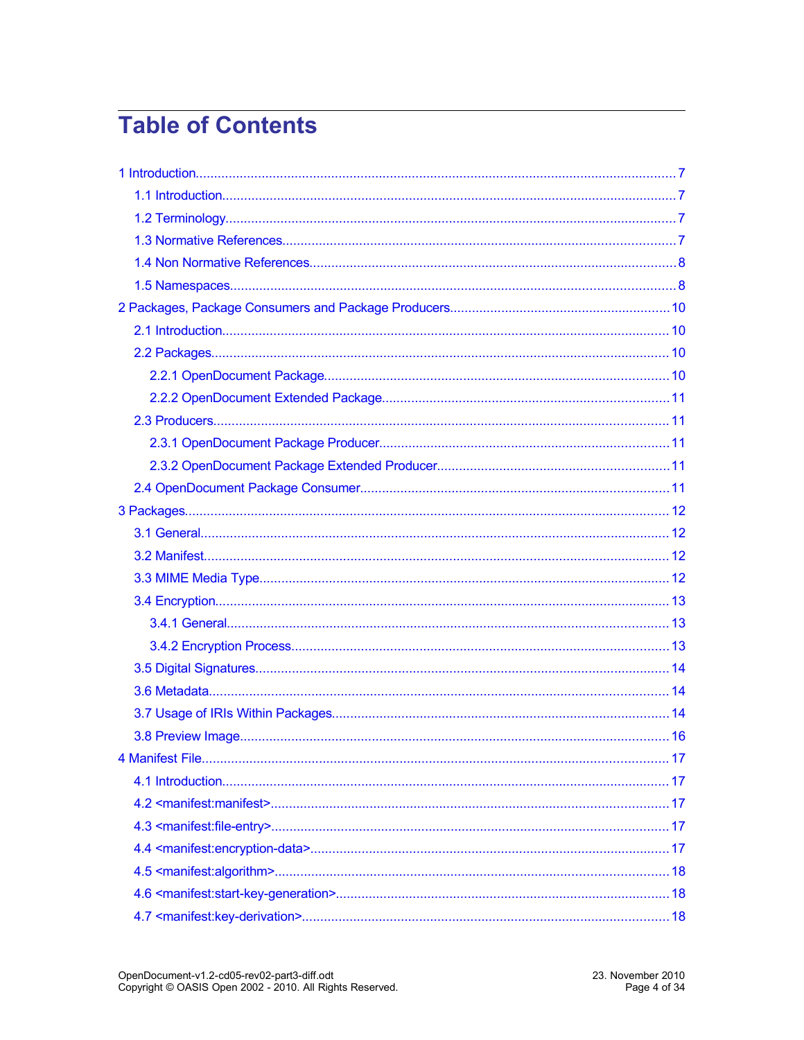# Table of Contents

1 Introduction.......................................................................................................................7

- 1.1 Introduction...................................................................................................................7
- 1.2 Terminology...................................................................................................................7
- 1.3 Normative References...................................................................................................7
- 1.4 Non Normative References............................................................................................8
- 1.5 Namespaces..................................................................................................................8

2 Packages, Package Consumers and Package Producers...................................................10

- 2.1 Introduction.................................................................................................................10
- 2.2 Packages.....................................................................................................................10
  - 2.2.1 OpenDocument Package.......................................................................................10
  - 2.2.2 OpenDocument Extended Package.......................................................................11
- 2.3 Producers....................................................................................................................11
  - 2.3.1 OpenDocument Package Producer........................................................................11
  - 2.3.2 OpenDocument Package Extended Producer........................................................11
- 2.4 OpenDocument Package Consumer.............................................................................11

3 Packages..........................................................................................................................12

- 3.1 General.......................................................................................................................12
- 3.2 Manifest......................................................................................................................12
- 3.3 MIME Media Type........................................................................................................12
- 3.4 Encryption...................................................................................................................13
  - 3.4.1 General................................................................................................................13
  - 3.4.2 Encryption Process................................................................................................13
- 3.5 Digital Signatures........................................................................................................14
- 3.6 Metadata.....................................................................................................................14
- 3.7 Usage of IRIs Within Packages....................................................................................14
- 3.8 Preview Image.............................................................................................................16

4 Manifest File.....................................................................................................................17

- 4.1 Introduction.................................................................................................................17
- 4.2 <manifest:manifest>....................................................................................................17
- 4.3 <manifest:file-entry>....................................................................................................17
- 4.4 <manifest:encryption-data>..........................................................................................17
- 4.5 <manifest:algorithm>...................................................................................................18
- 4.6 <manifest:start-key-generation>...................................................................................18
- 4.7 <manifest:key-derivation>............................................................................................18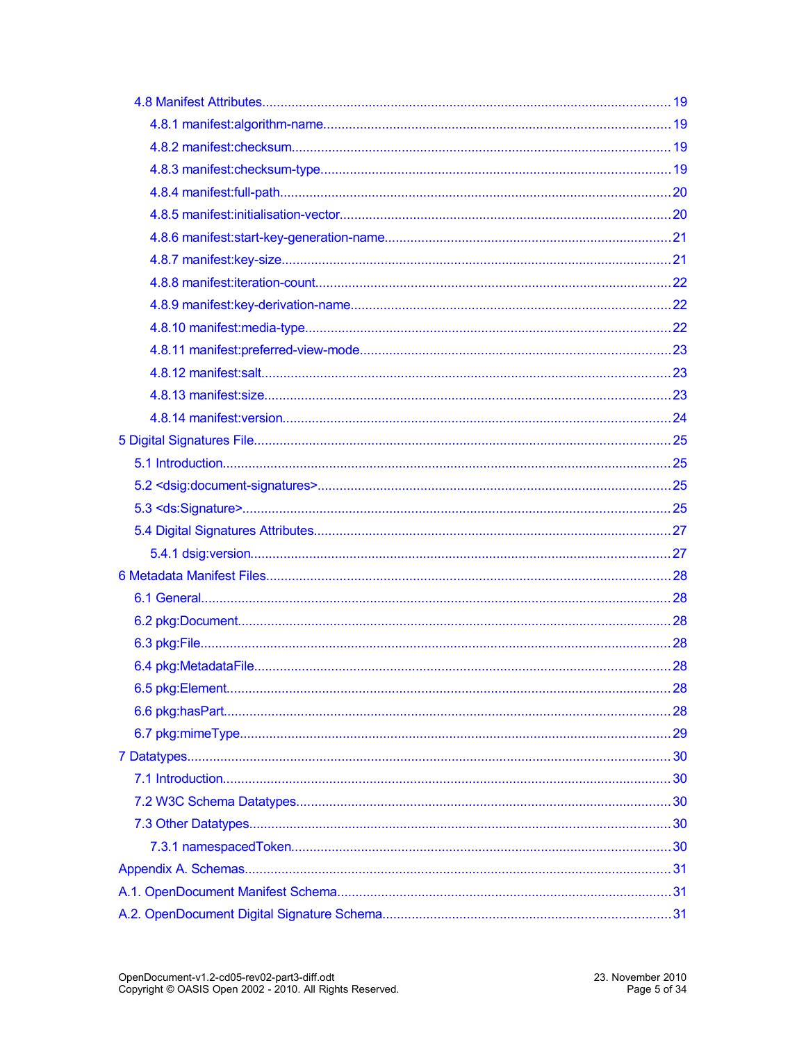4.8 Manifest Attributes....................................................................................................19

4.8.1 manifest:algorithm-name..........................................................................................19

4.8.2 manifest:checksum....................................................................................................19

4.8.3 manifest:checksum-type............................................................................................19

4.8.4 manifest:full-path.......................................................................................................20

4.8.5 manifest:initialisation-vector.......................................................................................20

4.8.6 manifest:start-key-generation-name...........................................................................21

4.8.7 manifest:key-size.......................................................................................................21

4.8.8 manifest:iteration-count..............................................................................................22

4.8.9 manifest:key-derivation-name....................................................................................22

4.8.10 manifest:media-type.................................................................................................22

4.8.11 manifest:preferred-view-mode..................................................................................23

4.8.12 manifest:salt.............................................................................................................23

4.8.13 manifest:size............................................................................................................23

4.8.14 manifest:version.......................................................................................................24

5 Digital Signatures File...........................................................................................................25

5.1 Introduction....................................................................................................................25

5.2 <dsig:document-signatures>..........................................................................................25

5.3 <ds:Signature>...............................................................................................................25

5.4 Digital Signatures Attributes...........................................................................................27

5.4.1 dsig:version...............................................................................................................27

6 Metadata Manifest Files.......................................................................................................28

6.1 General..........................................................................................................................28

6.2 pkg:Document................................................................................................................28

6.3 pkg:File..........................................................................................................................28

6.4 pkg:MetadataFile............................................................................................................28

6.5 pkg:Element...................................................................................................................28

6.6 pkg:hasPart....................................................................................................................28

6.7 pkg:mimeType................................................................................................................29

7 Datatypes............................................................................................................................30

7.1 Introduction....................................................................................................................30

7.2 W3C Schema Datatypes................................................................................................30

7.3 Other Datatypes.............................................................................................................30

7.3.1 namespacedToken....................................................................................................30

Appendix A. Schemas.............................................................................................................31

A.1. OpenDocument Manifest Schema.................................................................................31

A.2. OpenDocument Digital Signature Schema.....................................................................31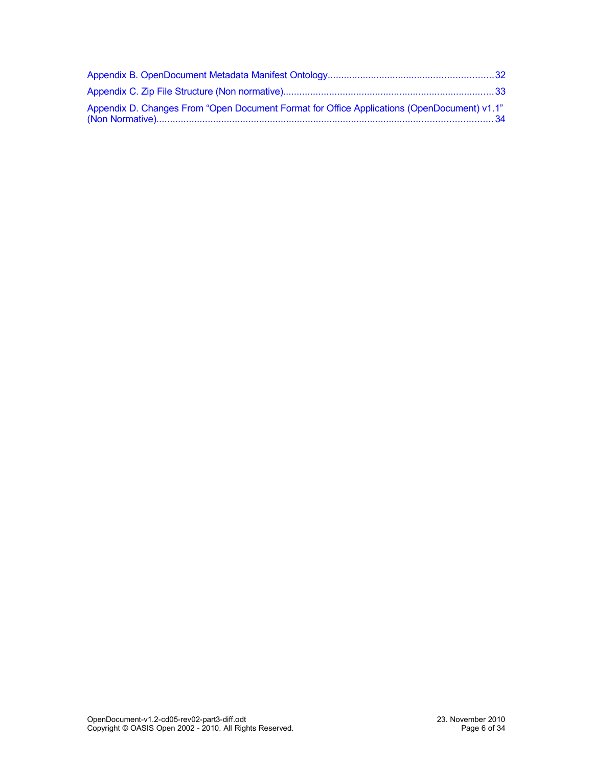Appendix B. OpenDocument Metadata Manifest Ontology....................................................................32

Appendix C. Zip File Structure (Non normative)............................................................................33

Appendix D. Changes From “Open Document Format for Office Applications (OpenDocument) v1.1” (Non Normative).............................................................................................................................34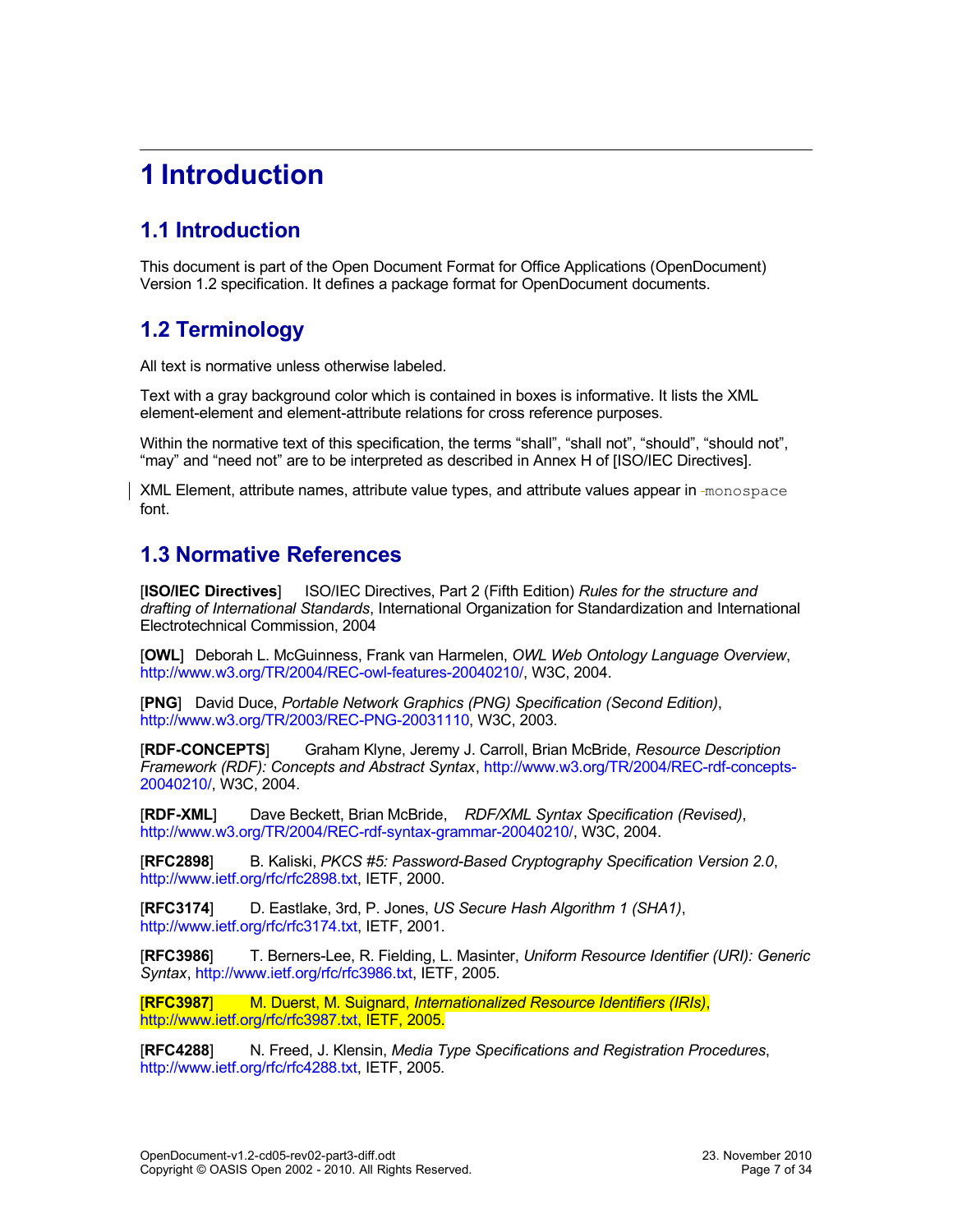# 1 Introduction

## 1.1 Introduction

This document is part of the Open Document Format for Office Applications (OpenDocument) Version 1.2 specification. It defines a package format for OpenDocument documents.

## 1.2 Terminology

All text is normative unless otherwise labeled.

Text with a gray background color which is contained in boxes is informative. It lists the XML element-element and element-attribute relations for cross reference purposes.

Within the normative text of this specification, the terms “shall”, “shall not”, “should”, “should not”, “may” and “need not” are to be interpreted as described in Annex H of [ISO/IEC Directives].

XML Element, attribute names, attribute value types, and attribute values appear in `monospace` font.

## 1.3 Normative References

[**ISO/IEC Directives**] ISO/IEC Directives, Part 2 (Fifth Edition) *Rules for the structure and drafting of International Standards*, International Organization for Standardization and International Electrotechnical Commission, 2004

[**OWL**] Deborah L. McGuinness, Frank van Harmelen, *OWL Web Ontology Language Overview*, http://www.w3.org/TR/2004/REC-owl-features-20040210/, W3C, 2004.

[**PNG**] David Duce, *Portable Network Graphics (PNG) Specification (Second Edition)*, http://www.w3.org/TR/2003/REC-PNG-20031110, W3C, 2003.

[**RDF-CONCEPTS**] Graham Klyne, Jeremy J. Carroll, Brian McBride, *Resource Description Framework (RDF): Concepts and Abstract Syntax*, http://www.w3.org/TR/2004/REC-rdf-concepts-20040210/, W3C, 2004.

[**RDF-XML**] Dave Beckett, Brian McBride, *RDF/XML Syntax Specification (Revised)*, http://www.w3.org/TR/2004/REC-rdf-syntax-grammar-20040210/, W3C, 2004.

[**RFC2898**] B. Kaliski, *PKCS #5: Password-Based Cryptography Specification Version 2.0*, http://www.ietf.org/rfc/rfc2898.txt, IETF, 2000.

[**RFC3174**] D. Eastlake, 3rd, P. Jones, *US Secure Hash Algorithm 1 (SHA1)*, http://www.ietf.org/rfc/rfc3174.txt, IETF, 2001.

[**RFC3986**] T. Berners-Lee, R. Fielding, L. Masinter, *Uniform Resource Identifier (URI): Generic Syntax*, http://www.ietf.org/rfc/rfc3986.txt, IETF, 2005.

[**RFC3987**] M. Duerst, M. Suignard, *Internationalized Resource Identifiers (IRIs)*, http://www.ietf.org/rfc/rfc3987.txt, IETF, 2005.

[**RFC4288**] N. Freed, J. Klensin, *Media Type Specifications and Registration Procedures*, http://www.ietf.org/rfc/rfc4288.txt, IETF, 2005.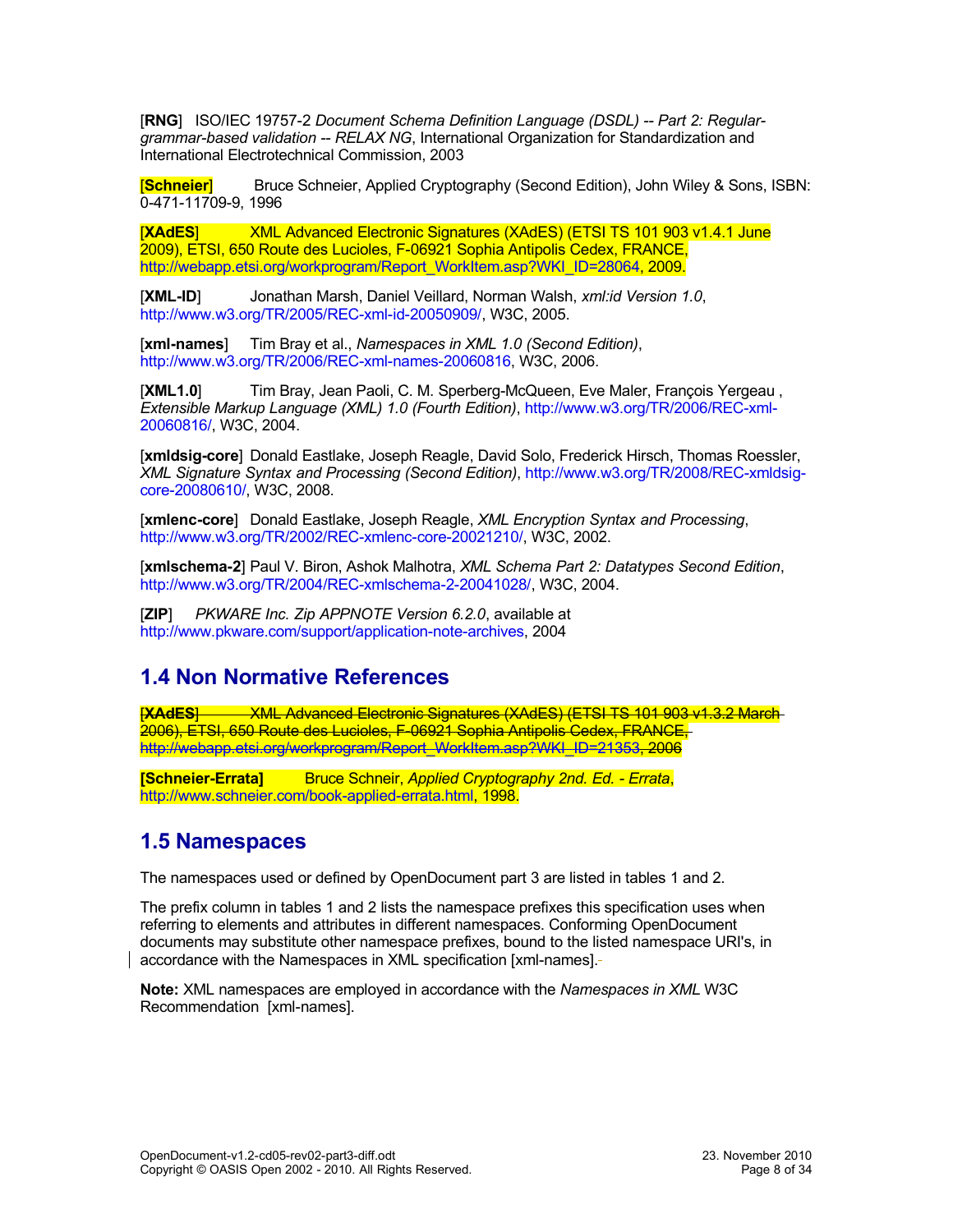[**RNG**] ISO/IEC 19757-2 *Document Schema Definition Language (DSDL) -- Part 2: Regular-grammar-based validation -- RELAX NG*, International Organization for Standardization and International Electrotechnical Commission, 2003

[**Schneier**] Bruce Schneier, Applied Cryptography (Second Edition), John Wiley & Sons, ISBN: 0-471-11709-9, 1996

[**XAdES**] XML Advanced Electronic Signatures (XAdES) (ETSI TS 101 903 v1.4.1 June 2009), ETSI, 650 Route des Lucioles, F-06921 Sophia Antipolis Cedex, FRANCE, http://webapp.etsi.org/workprogram/Report_WorkItem.asp?WKI_ID=28064, 2009.

[**XML-ID**] Jonathan Marsh, Daniel Veillard, Norman Walsh, *xml:id Version 1.0*, http://www.w3.org/TR/2005/REC-xml-id-20050909/, W3C, 2005.

[**xml-names**] Tim Bray et al., *Namespaces in XML 1.0 (Second Edition)*, http://www.w3.org/TR/2006/REC-xml-names-20060816, W3C, 2006.

[**XML1.0**] Tim Bray, Jean Paoli, C. M. Sperberg-McQueen, Eve Maler, François Yergeau , *Extensible Markup Language (XML) 1.0 (Fourth Edition)*, http://www.w3.org/TR/2006/REC-xml-20060816/, W3C, 2004.

[**xmldsig-core**] Donald Eastlake, Joseph Reagle, David Solo, Frederick Hirsch, Thomas Roessler, *XML Signature Syntax and Processing (Second Edition)*, http://www.w3.org/TR/2008/REC-xmldsig-core-20080610/, W3C, 2008.

[**xmlenc-core**] Donald Eastlake, Joseph Reagle, *XML Encryption Syntax and Processing*, http://www.w3.org/TR/2002/REC-xmlenc-core-20021210/, W3C, 2002.

[**xmlschema-2**] Paul V. Biron, Ashok Malhotra, *XML Schema Part 2: Datatypes Second Edition*, http://www.w3.org/TR/2004/REC-xmlschema-2-20041028/, W3C, 2004.

[**ZIP**] *PKWARE Inc. Zip APPNOTE Version 6.2.0*, available at http://www.pkware.com/support/application-note-archives, 2004

## 1.4 Non Normative References

~~[**XAdES**] XML Advanced Electronic Signatures (XAdES) (ETSI TS 101 903 v1.3.2 March 2006), ETSI, 650 Route des Lucioles, F-06921 Sophia Antipolis Cedex, FRANCE, http://webapp.etsi.org/workprogram/Report_WorkItem.asp?WKI_ID=21353, 2006~~

**[Schneier-Errata]** Bruce Schneir, *Applied Cryptography 2nd. Ed. - Errata*, http://www.schneier.com/book-applied-errata.html, 1998.

## 1.5 Namespaces

The namespaces used or defined by OpenDocument part 3 are listed in tables 1 and 2.

The prefix column in tables 1 and 2 lists the namespace prefixes this specification uses when referring to elements and attributes in different namespaces. Conforming OpenDocument documents may substitute other namespace prefixes, bound to the listed namespace URI's, in accordance with the Namespaces in XML specification [xml-names].

**Note:** XML namespaces are employed in accordance with the *Namespaces in XML* W3C Recommendation [xml-names].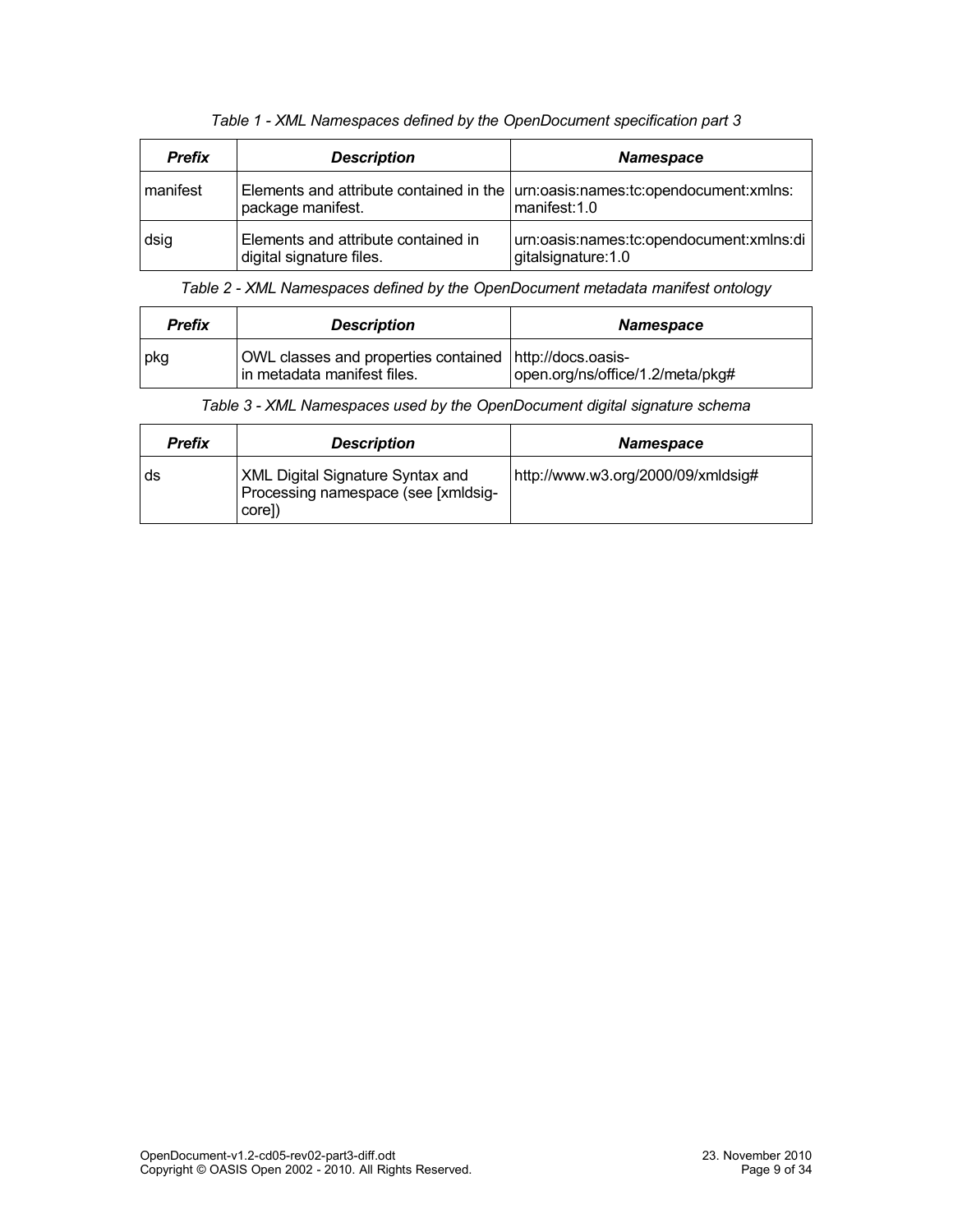*Table 1 - XML Namespaces defined by the OpenDocument specification part 3*

| ***Prefix*** | ***Description*** | ***Namespace*** |
|---|---|---|
| manifest | Elements and attribute contained in the package manifest. | urn:oasis:names:tc:opendocument:xmlns:manifest:1.0 |
| dsig | Elements and attribute contained in digital signature files. | urn:oasis:names:tc:opendocument:xmlns:digitalsignature:1.0 |

*Table 2 - XML Namespaces defined by the OpenDocument metadata manifest ontology*

| ***Prefix*** | ***Description*** | ***Namespace*** |
|---|---|---|
| pkg | OWL classes and properties contained in metadata manifest files. | http://docs.oasis-open.org/ns/office/1.2/meta/pkg# |

*Table 3 - XML Namespaces used by the OpenDocument digital signature schema*

| ***Prefix*** | ***Description*** | ***Namespace*** |
|---|---|---|
| ds | XML Digital Signature Syntax and Processing namespace (see [xmldsig-core]) | http://www.w3.org/2000/09/xmldsig# |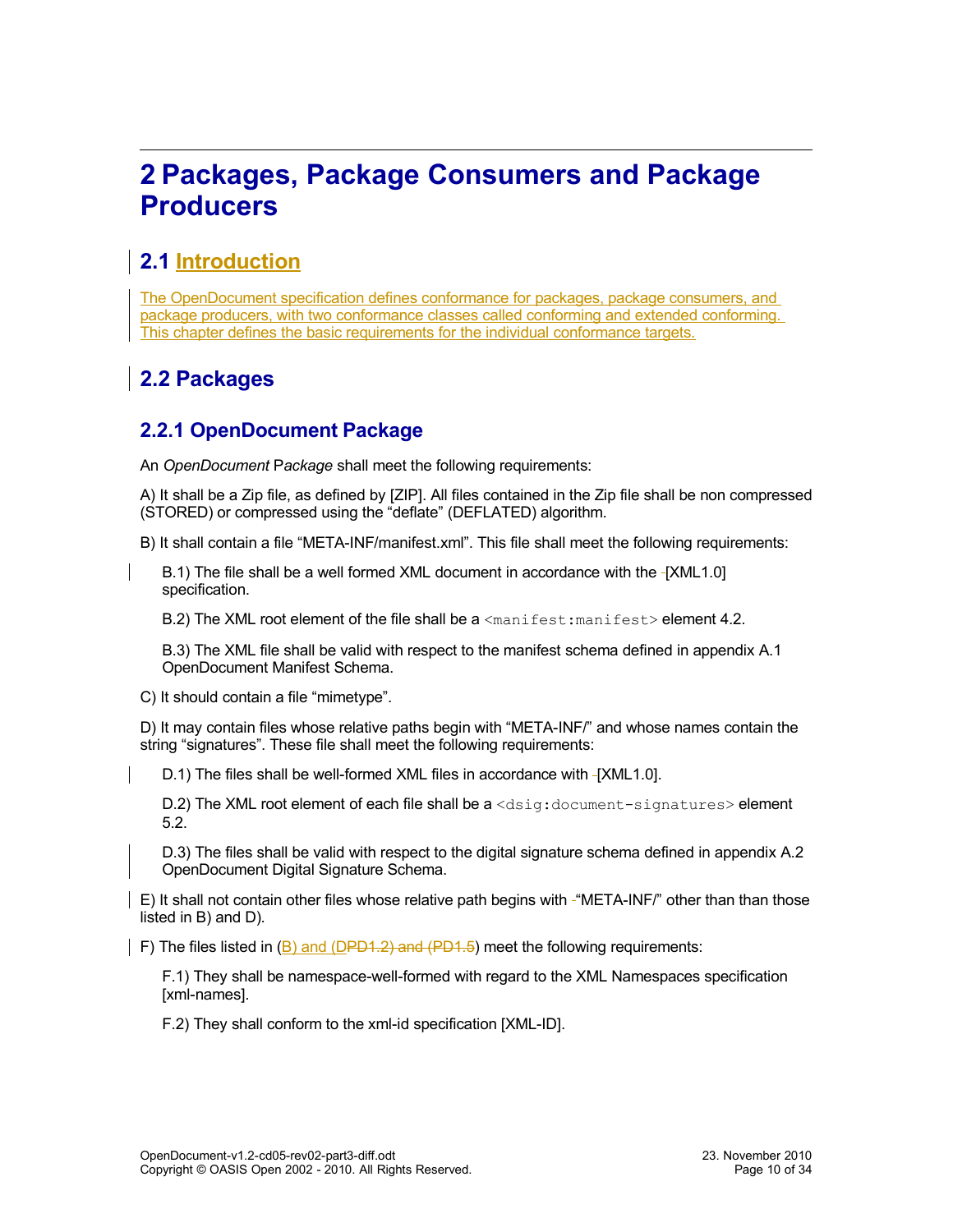# 2 Packages, Package Consumers and Package Producers

## 2.1 Introduction

The OpenDocument specification defines conformance for packages, package consumers, and package producers, with two conformance classes called conforming and extended conforming. This chapter defines the basic requirements for the individual conformance targets.

## 2.2 Packages

### 2.2.1 OpenDocument Package

An *OpenDocument* P*ackage* shall meet the following requirements:

A) It shall be a Zip file, as defined by [ZIP]. All files contained in the Zip file shall be non compressed (STORED) or compressed using the "deflate" (DEFLATED) algorithm.

B) It shall contain a file "META-INF/manifest.xml". This file shall meet the following requirements:

B.1) The file shall be a well formed XML document in accordance with the [XML1.0] specification.

B.2) The XML root element of the file shall be a `<manifest:manifest>` element 4.2.

B.3) The XML file shall be valid with respect to the manifest schema defined in appendix A.1 OpenDocument Manifest Schema.

C) It should contain a file "mimetype".

D) It may contain files whose relative paths begin with "META-INF/" and whose names contain the string "signatures". These file shall meet the following requirements:

D.1) The files shall be well-formed XML files in accordance with [XML1.0].

D.2) The XML root element of each file shall be a `<dsig:document-signatures>` element 5.2.

D.3) The files shall be valid with respect to the digital signature schema defined in appendix A.2 OpenDocument Digital Signature Schema.

E) It shall not contain other files whose relative path begins with "META-INF/" other than than those listed in B) and D).

F) The files listed in (B) and (D~~PD1.2) and (PD1.5~~) meet the following requirements:

F.1) They shall be namespace-well-formed with regard to the XML Namespaces specification [xml-names].

F.2) They shall conform to the xml-id specification [XML-ID].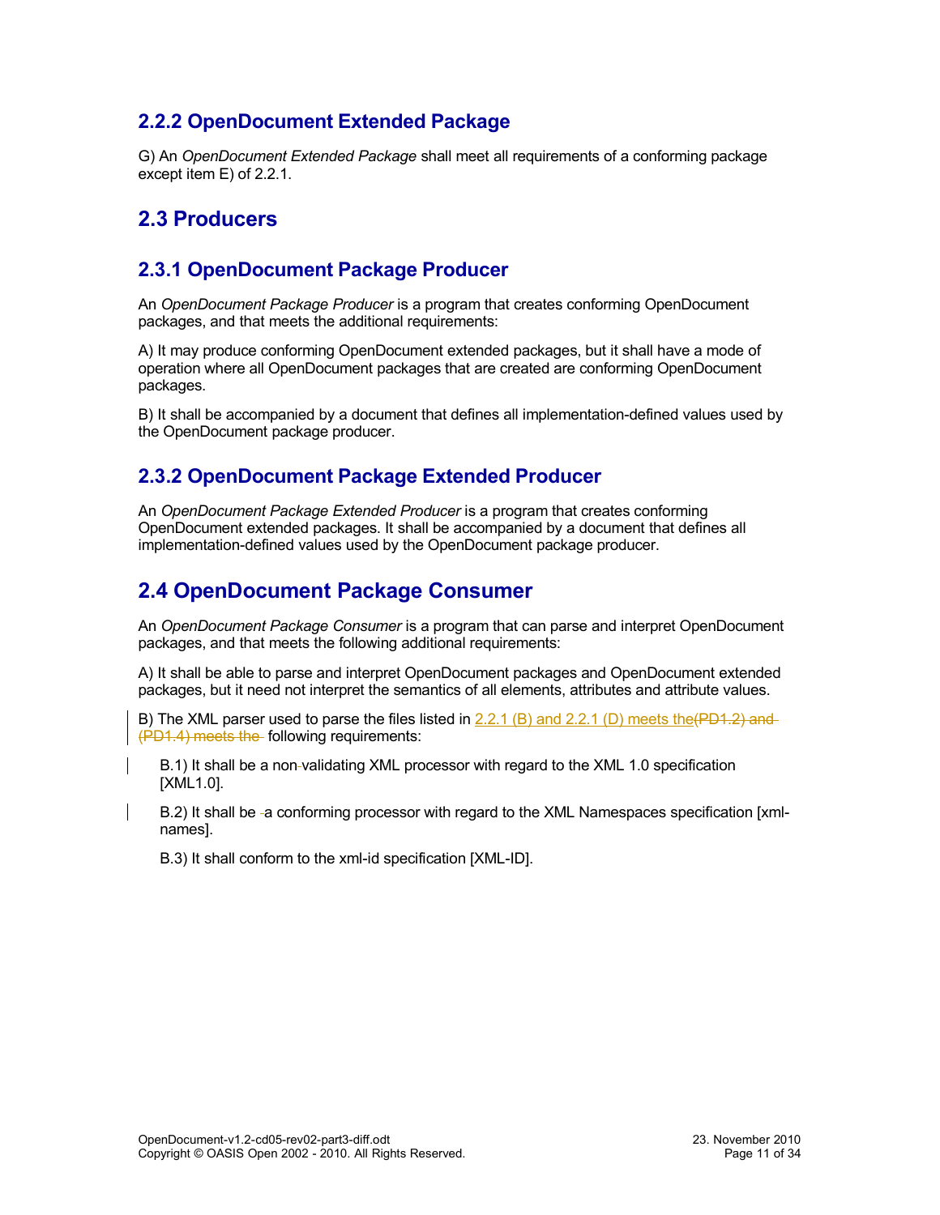## 2.2.2 OpenDocument Extended Package

G) An *OpenDocument Extended Package* shall meet all requirements of a conforming package except item E) of 2.2.1.

# 2.3 Producers

## 2.3.1 OpenDocument Package Producer

An *OpenDocument Package Producer* is a program that creates conforming OpenDocument packages, and that meets the additional requirements:

A) It may produce conforming OpenDocument extended packages, but it shall have a mode of operation where all OpenDocument packages that are created are conforming OpenDocument packages.

B) It shall be accompanied by a document that defines all implementation-defined values used by the OpenDocument package producer.

## 2.3.2 OpenDocument Package Extended Producer

An *OpenDocument Package Extended Producer* is a program that creates conforming OpenDocument extended packages. It shall be accompanied by a document that defines all implementation-defined values used by the OpenDocument package producer.

# 2.4 OpenDocument Package Consumer

An *OpenDocument Package Consumer* is a program that can parse and interpret OpenDocument packages, and that meets the following additional requirements:

A) It shall be able to parse and interpret OpenDocument packages and OpenDocument extended packages, but it need not interpret the semantics of all elements, attributes and attribute values.

B) The XML parser used to parse the files listed in 2.2.1 (B) and 2.2.1 (D) meets the~~(PD1.2) and (PD1.4) meets the~~ following requirements:

B.1) It shall be a non-validating XML processor with regard to the XML 1.0 specification [XML1.0].

B.2) It shall be a conforming processor with regard to the XML Namespaces specification [xml-names].

B.3) It shall conform to the xml-id specification [XML-ID].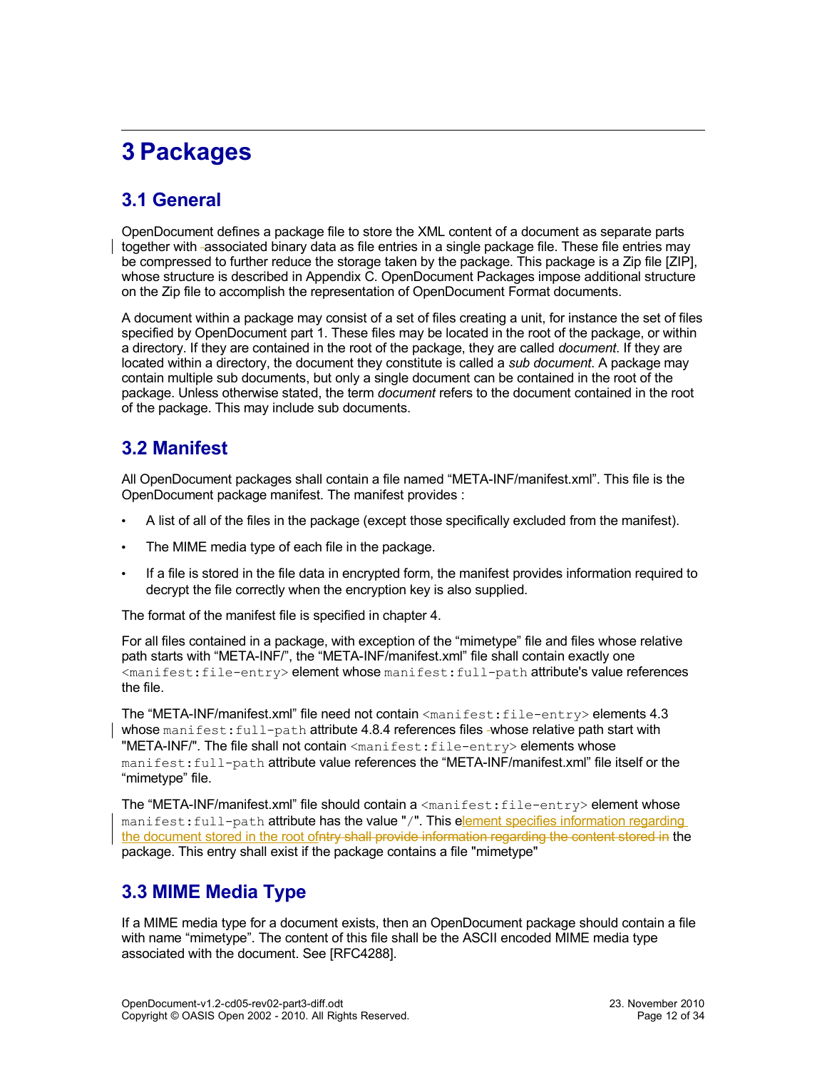# 3 Packages

## 3.1 General

OpenDocument defines a package file to store the XML content of a document as separate parts together with associated binary data as file entries in a single package file. These file entries may be compressed to further reduce the storage taken by the package. This package is a Zip file [ZIP], whose structure is described in Appendix C. OpenDocument Packages impose additional structure on the Zip file to accomplish the representation of OpenDocument Format documents.

A document within a package may consist of a set of files creating a unit, for instance the set of files specified by OpenDocument part 1. These files may be located in the root of the package, or within a directory. If they are contained in the root of the package, they are called *document*. If they are located within a directory, the document they constitute is called a *sub document*. A package may contain multiple sub documents, but only a single document can be contained in the root of the package. Unless otherwise stated, the term *document* refers to the document contained in the root of the package. This may include sub documents.

## 3.2 Manifest

All OpenDocument packages shall contain a file named “META-INF/manifest.xml”. This file is the OpenDocument package manifest. The manifest provides :

- A list of all of the files in the package (except those specifically excluded from the manifest).
- The MIME media type of each file in the package.
- If a file is stored in the file data in encrypted form, the manifest provides information required to decrypt the file correctly when the encryption key is also supplied.

The format of the manifest file is specified in chapter 4.

For all files contained in a package, with exception of the “mimetype” file and files whose relative path starts with “META-INF/”, the “META-INF/manifest.xml” file shall contain exactly one `<manifest:file-entry>` element whose `manifest:full-path` attribute's value references the file.

The “META-INF/manifest.xml” file need not contain `<manifest:file-entry>` elements 4.3 whose `manifest:full-path` attribute 4.8.4 references files whose relative path start with "META-INF/". The file shall not contain `<manifest:file-entry>` elements whose `manifest:full-path` attribute value references the “META-INF/manifest.xml” file itself or the “mimetype” file.

The “META-INF/manifest.xml” file should contain a `<manifest:file-entry>` element whose `manifest:full-path` attribute has the value "/". This element specifies information regarding the document stored in the root of~~ntry shall provide information regarding the content stored in~~ the package. This entry shall exist if the package contains a file "mimetype"

## 3.3 MIME Media Type

If a MIME media type for a document exists, then an OpenDocument package should contain a file with name “mimetype”. The content of this file shall be the ASCII encoded MIME media type associated with the document. See [RFC4288].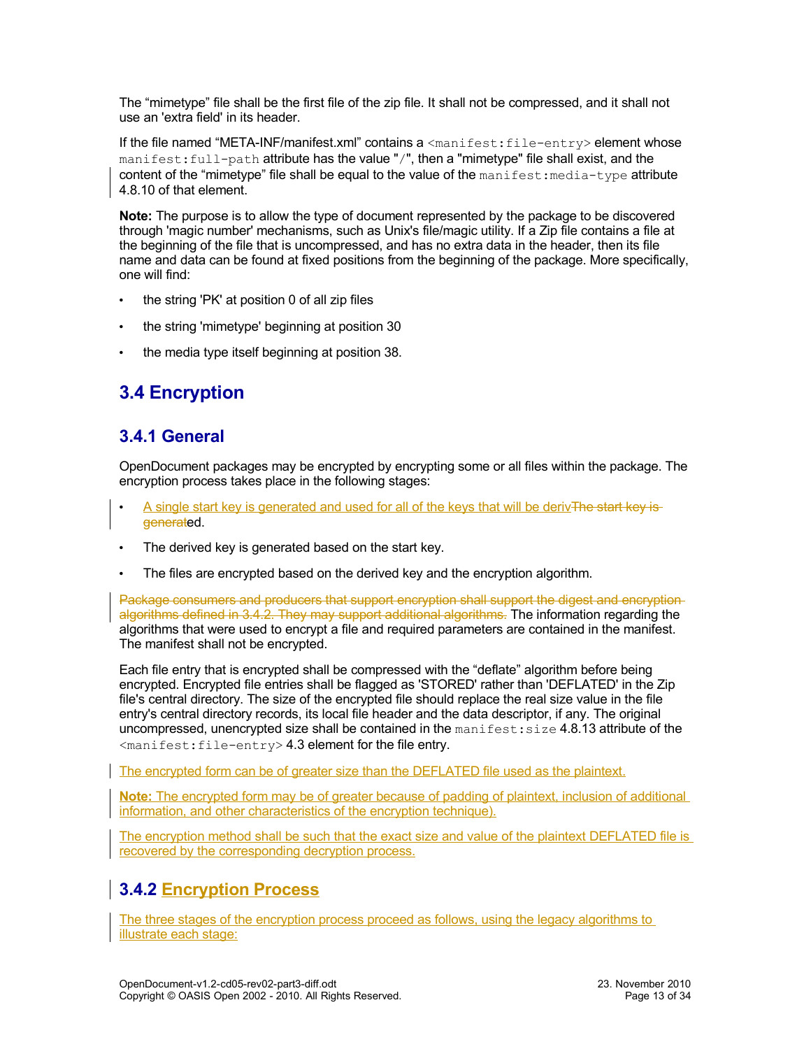The “mimetype” file shall be the first file of the zip file. It shall not be compressed, and it shall not use an 'extra field' in its header.

If the file named “META-INF/manifest.xml” contains a `<manifest:file-entry>` element whose `manifest:full-path` attribute has the value "/", then a "mimetype" file shall exist, and the content of the “mimetype” file shall be equal to the value of the `manifest:media-type` attribute 4.8.10 of that element.

**Note:** The purpose is to allow the type of document represented by the package to be discovered through 'magic number' mechanisms, such as Unix's file/magic utility. If a Zip file contains a file at the beginning of the file that is uncompressed, and has no extra data in the header, then its file name and data can be found at fixed positions from the beginning of the package. More specifically, one will find:

- the string 'PK' at position 0 of all zip files
- the string 'mimetype' beginning at position 30
- the media type itself beginning at position 38.

## 3.4 Encryption

### 3.4.1 General

OpenDocument packages may be encrypted by encrypting some or all files within the package. The encryption process takes place in the following stages:

- A single start key is generated and used for all of the keys that will be derivThe start key is generated.
- The derived key is generated based on the start key.
- The files are encrypted based on the derived key and the encryption algorithm.

~~Package consumers and producers that support encryption shall support the digest and encryption algorithms defined in 3.4.2. They may support additional algorithms.~~ The information regarding the algorithms that were used to encrypt a file and required parameters are contained in the manifest. The manifest shall not be encrypted.

Each file entry that is encrypted shall be compressed with the “deflate” algorithm before being encrypted. Encrypted file entries shall be flagged as 'STORED' rather than 'DEFLATED' in the Zip file's central directory. The size of the encrypted file should replace the real size value in the file entry's central directory records, its local file header and the data descriptor, if any. The original uncompressed, unencrypted size shall be contained in the `manifest:size` 4.8.13 attribute of the `<manifest:file-entry>` 4.3 element for the file entry.

The encrypted form can be of greater size than the DEFLATED file used as the plaintext.

**Note:** The encrypted form may be of greater because of padding of plaintext, inclusion of additional information, and other characteristics of the encryption technique).

The encryption method shall be such that the exact size and value of the plaintext DEFLATED file is recovered by the corresponding decryption process.

### 3.4.2 Encryption Process

The three stages of the encryption process proceed as follows, using the legacy algorithms to illustrate each stage: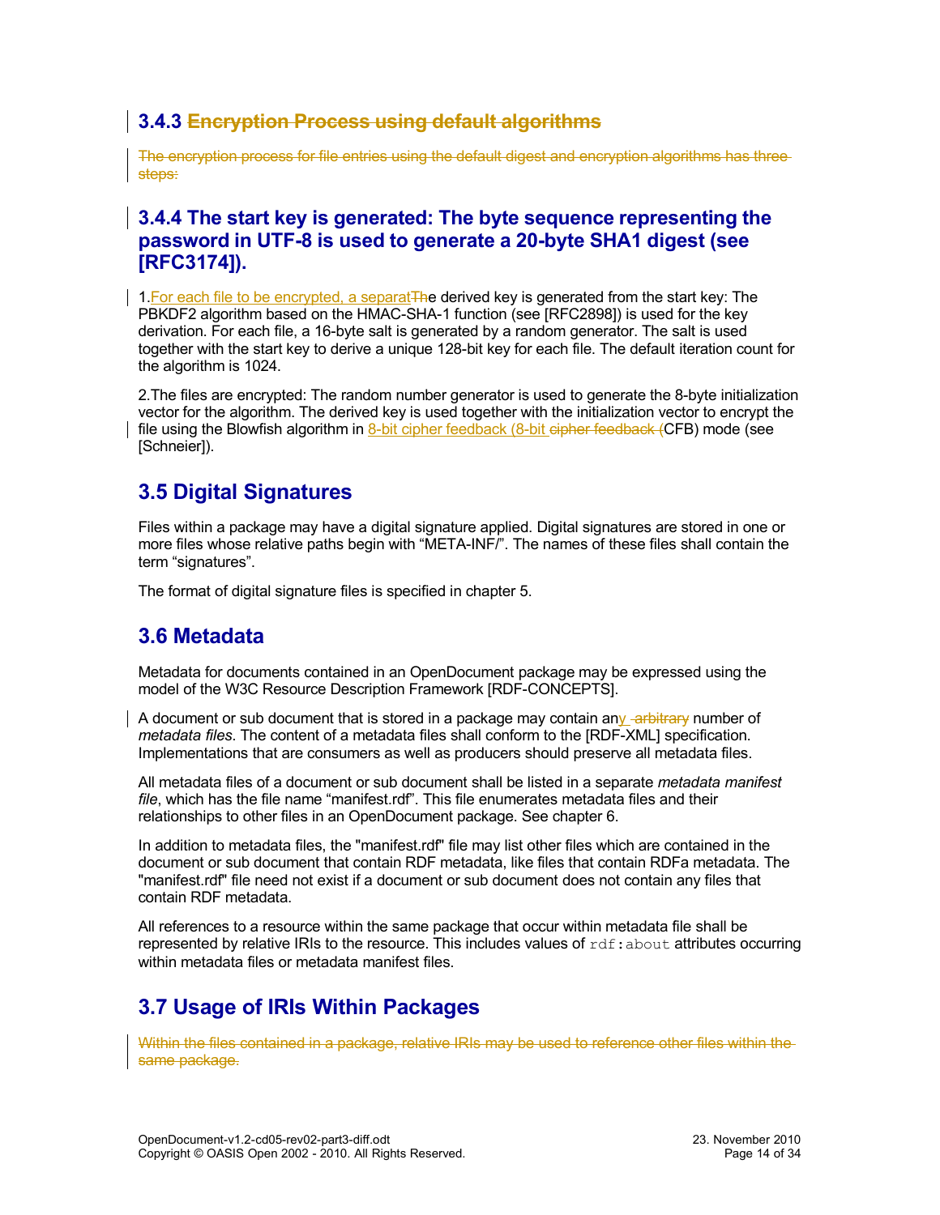### 3.4.3 ~~Encryption Process using default algorithms~~

~~The encryption process for file entries using the default digest and encryption algorithms has three steps:~~

### 3.4.4 The start key is generated: The byte sequence representing the password in UTF-8 is used to generate a 20-byte SHA1 digest (see [RFC3174]).

1.For each file to be encrypted, a separat~~Th~~e derived key is generated from the start key: The PBKDF2 algorithm based on the HMAC-SHA-1 function (see [RFC2898]) is used for the key derivation. For each file, a 16-byte salt is generated by a random generator. The salt is used together with the start key to derive a unique 128-bit key for each file. The default iteration count for the algorithm is 1024.

2.The files are encrypted: The random number generator is used to generate the 8-byte initialization vector for the algorithm. The derived key is used together with the initialization vector to encrypt the file using the Blowfish algorithm in 8-bit cipher feedback (8-bit ~~cipher feedback (~~CFB) mode (see [Schneier]).

## 3.5 Digital Signatures

Files within a package may have a digital signature applied. Digital signatures are stored in one or more files whose relative paths begin with “META-INF/”. The names of these files shall contain the term “signatures”.

The format of digital signature files is specified in chapter 5.

## 3.6 Metadata

Metadata for documents contained in an OpenDocument package may be expressed using the model of the W3C Resource Description Framework [RDF-CONCEPTS].

A document or sub document that is stored in a package may contain any ~~arbitrary~~ number of *metadata files*. The content of a metadata files shall conform to the [RDF-XML] specification. Implementations that are consumers as well as producers should preserve all metadata files.

All metadata files of a document or sub document shall be listed in a separate *metadata manifest file*, which has the file name “manifest.rdf”. This file enumerates metadata files and their relationships to other files in an OpenDocument package. See chapter 6.

In addition to metadata files, the "manifest.rdf" file may list other files which are contained in the document or sub document that contain RDF metadata, like files that contain RDFa metadata. The "manifest.rdf" file need not exist if a document or sub document does not contain any files that contain RDF metadata.

All references to a resource within the same package that occur within metadata file shall be represented by relative IRIs to the resource. This includes values of `rdf:about` attributes occurring within metadata files or metadata manifest files.

## 3.7 Usage of IRIs Within Packages

~~Within the files contained in a package, relative IRIs may be used to reference other files within the same package.~~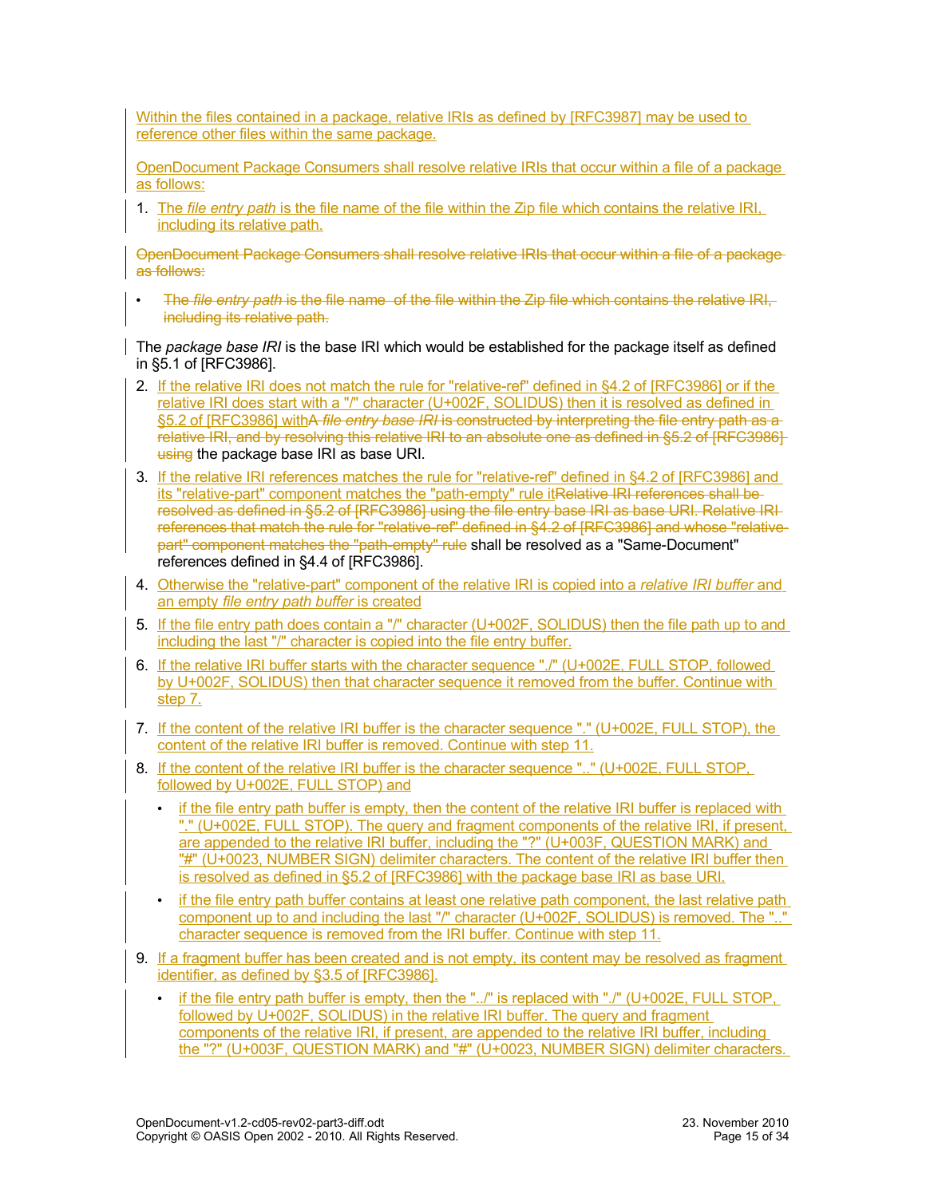Within the files contained in a package, relative IRIs as defined by [RFC3987] may be used to reference other files within the same package.

OpenDocument Package Consumers shall resolve relative IRIs that occur within a file of a package as follows:

1. The *file entry path* is the file name of the file within the Zip file which contains the relative IRI, including its relative path.

~~OpenDocument Package Consumers shall resolve relative IRIs that occur within a file of a package as follows:~~

- ~~The *file entry path* is the file name of the file within the Zip file which contains the relative IRI, including its relative path.~~

The *package base IRI* is the base IRI which would be established for the package itself as defined in §5.1 of [RFC3986].

2. If the relative IRI does not match the rule for "relative-ref" defined in §4.2 of [RFC3986] or if the relative IRI does start with a "/" character (U+002F, SOLIDUS) then it is resolved as defined in §5.2 of [RFC3986] with~~A *file entry base IRI* is constructed by interpreting the file entry path as a relative IRI, and by resolving this relative IRI to an absolute one as defined in §5.2 of [RFC3986] using~~ the package base IRI as base URI.
3. If the relative IRI references matches the rule for "relative-ref" defined in §4.2 of [RFC3986] and its "relative-part" component matches the "path-empty" rule it~~Relative IRI references shall be resolved as defined in §5.2 of [RFC3986] using the file entry base IRI as base URI. Relative IRI references that match the rule for "relative-ref" defined in §4.2 of [RFC3986] and whose "relative-part" component matches the "path-empty" rule~~ shall be resolved as a "Same-Document" references defined in §4.4 of [RFC3986].
4. Otherwise the "relative-part" component of the relative IRI is copied into a *relative IRI buffer* and an empty *file entry path buffer* is created
5. If the file entry path does contain a "/" character (U+002F, SOLIDUS) then the file path up to and including the last "/" character is copied into the file entry buffer.
6. If the relative IRI buffer starts with the character sequence "./" (U+002E, FULL STOP, followed by U+002F, SOLIDUS) then that character sequence it removed from the buffer. Continue with step 7.
7. If the content of the relative IRI buffer is the character sequence "." (U+002E, FULL STOP), the content of the relative IRI buffer is removed. Continue with step 11.
8. If the content of the relative IRI buffer is the character sequence ".." (U+002E, FULL STOP, followed by U+002E, FULL STOP) and
   - if the file entry path buffer is empty, then the content of the relative IRI buffer is replaced with "." (U+002E, FULL STOP). The query and fragment components of the relative IRI, if present, are appended to the relative IRI buffer, including the "?" (U+003F, QUESTION MARK) and "#" (U+0023, NUMBER SIGN) delimiter characters. The content of the relative IRI buffer then is resolved as defined in §5.2 of [RFC3986] with the package base IRI as base URI.
   - if the file entry path buffer contains at least one relative path component, the last relative path component up to and including the last "/" character (U+002F, SOLIDUS) is removed. The ".." character sequence is removed from the IRI buffer. Continue with step 11.
9. If a fragment buffer has been created and is not empty, its content may be resolved as fragment identifier, as defined by §3.5 of [RFC3986].
   - if the file entry path buffer is empty, then the "../" is replaced with "./" (U+002E, FULL STOP, followed by U+002F, SOLIDUS) in the relative IRI buffer. The query and fragment components of the relative IRI, if present, are appended to the relative IRI buffer, including the "?" (U+003F, QUESTION MARK) and "#" (U+0023, NUMBER SIGN) delimiter characters.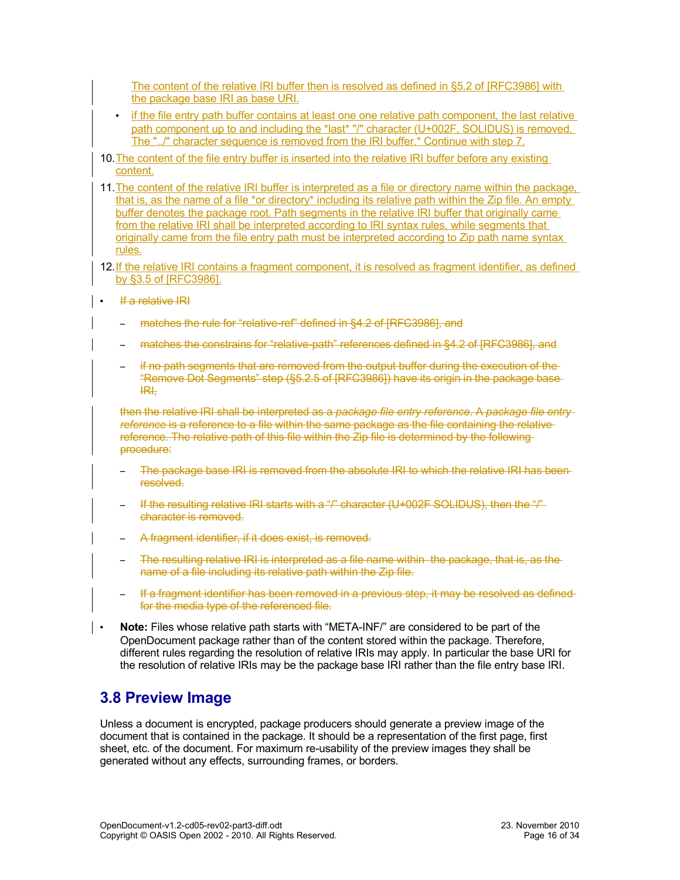The content of the relative IRI buffer then is resolved as defined in §5.2 of [RFC3986] with the package base IRI as base URI.

- if the file entry path buffer contains at least one one relative path component, the last relative path component up to and including the *last* "/" character (U+002F, SOLIDUS) is removed. The "../" character sequence is removed from the IRI buffer.* Continue with step 7.

10. The content of the file entry buffer is inserted into the relative IRI buffer before any existing content.
11. The content of the relative IRI buffer is interpreted as a file or directory name within the package, that is, as the name of a file *or directory* including its relative path within the Zip file. An empty buffer denotes the package root. Path segments in the relative IRI buffer that originally came from the relative IRI shall be interpreted according to IRI syntax rules, while segments that originally came from the file entry path must be interpreted according to Zip path name syntax rules.
12. If the relative IRI contains a fragment component, it is resolved as fragment identifier, as defined by §3.5 of [RFC3986].

- ~~If a relative IRI~~
  - ~~matches the rule for “relative-ref” defined in §4.2 of [RFC3986], and~~
  - ~~matches the constrains for “relative-path” references defined in §4.2 of [RFC3986], and~~
  - ~~if no path segments that are removed from the output buffer during the execution of the “Remove Dot Segments” step (§5.2.5 of [RFC3986]) have its origin in the package base IRI,~~

  ~~then the relative IRI shall be interpreted as a *package file entry reference*. A *package file entry reference* is a reference to a file within the same package as the file containing the relative reference. The relative path of this file within the Zip file is determined by the following procedure:~~

  - ~~The package base IRI is removed from the absolute IRI to which the relative IRI has been resolved.~~
  - ~~If the resulting relative IRI starts with a “/” character (U+002F SOLIDUS), then the “/” character is removed.~~
  - ~~A fragment identifier, if it does exist, is removed.~~
  - ~~The resulting relative IRI is interpreted as a file name within the package, that is, as the name of a file including its relative path within the Zip file.~~
  - ~~If a fragment identifier has been removed in a previous step, it may be resolved as defined for the media type of the referenced file.~~

- **Note:** Files whose relative path starts with “META-INF/” are considered to be part of the OpenDocument package rather than of the content stored within the package. Therefore, different rules regarding the resolution of relative IRIs may apply. In particular the base URI for the resolution of relative IRIs may be the package base IRI rather than the file entry base IRI.

## 3.8 Preview Image

Unless a document is encrypted, package producers should generate a preview image of the document that is contained in the package. It should be a representation of the first page, first sheet, etc. of the document. For maximum re-usability of the preview images they shall be generated without any effects, surrounding frames, or borders.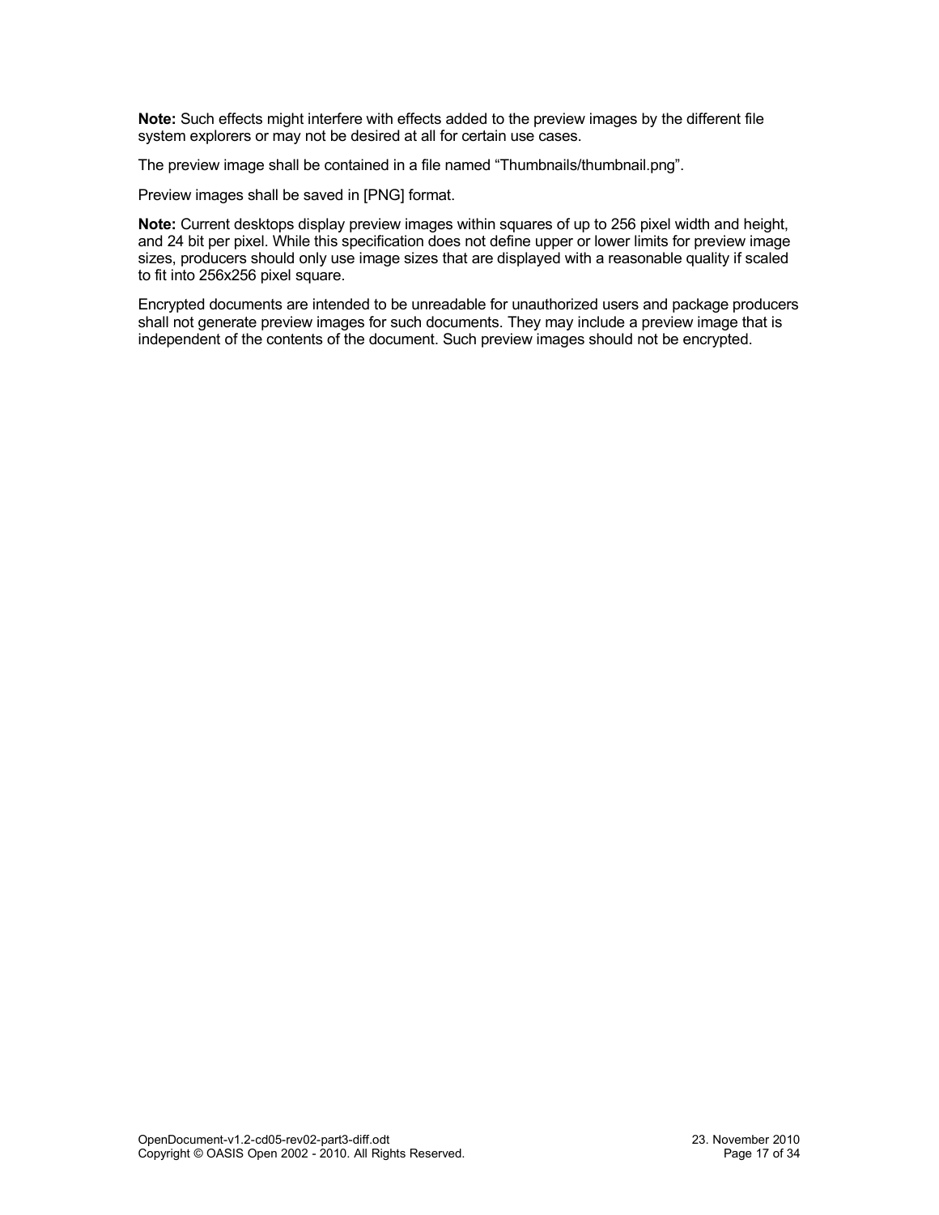**Note:** Such effects might interfere with effects added to the preview images by the different file system explorers or may not be desired at all for certain use cases.

The preview image shall be contained in a file named “Thumbnails/thumbnail.png”.

Preview images shall be saved in [PNG] format.

**Note:** Current desktops display preview images within squares of up to 256 pixel width and height, and 24 bit per pixel. While this specification does not define upper or lower limits for preview image sizes, producers should only use image sizes that are displayed with a reasonable quality if scaled to fit into 256x256 pixel square.

Encrypted documents are intended to be unreadable for unauthorized users and package producers shall not generate preview images for such documents. They may include a preview image that is independent of the contents of the document. Such preview images should not be encrypted.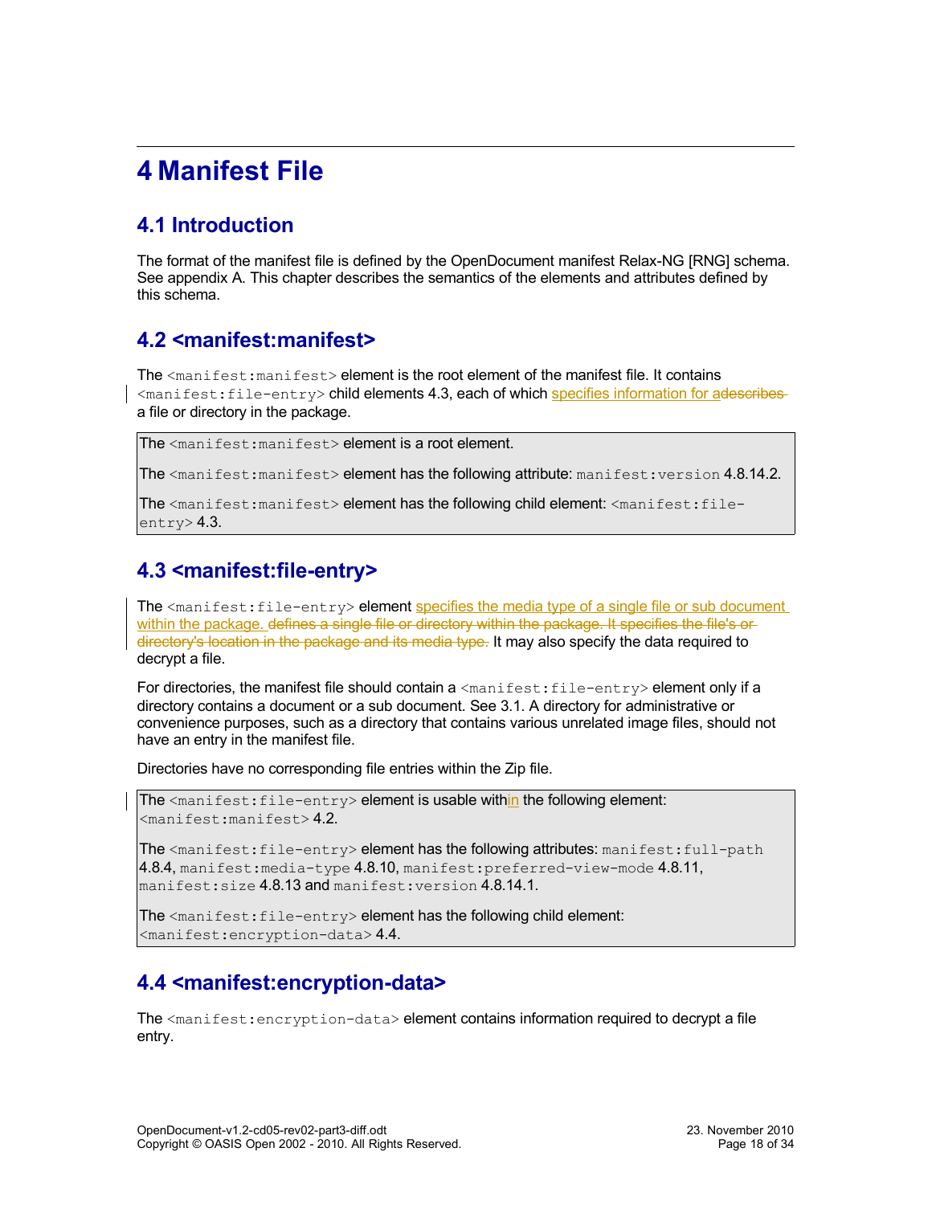# 4 Manifest File

## 4.1 Introduction

The format of the manifest file is defined by the OpenDocument manifest Relax-NG [RNG] schema. See appendix A. This chapter describes the semantics of the elements and attributes defined by this schema.

## 4.2 <manifest:manifest>

The `<manifest:manifest>` element is the root element of the manifest file. It contains `<manifest:file-entry>` child elements 4.3, each of which specifies information for adescribes a file or directory in the package.

The `<manifest:manifest>` element is a root element.

The `<manifest:manifest>` element has the following attribute: `manifest:version` 4.8.14.2.

The `<manifest:manifest>` element has the following child element: `<manifest:file-entry>` 4.3.

## 4.3 <manifest:file-entry>

The `<manifest:file-entry>` element specifies the media type of a single file or sub document within the package. ~~defines a single file or directory within the package. It specifies the file's or directory's location in the package and its media type.~~ It may also specify the data required to decrypt a file.

For directories, the manifest file should contain a `<manifest:file-entry>` element only if a directory contains a document or a sub document. See 3.1. A directory for administrative or convenience purposes, such as a directory that contains various unrelated image files, should not have an entry in the manifest file.

Directories have no corresponding file entries within the Zip file.

The `<manifest:file-entry>` element is usable within the following element: `<manifest:manifest>` 4.2.

The `<manifest:file-entry>` element has the following attributes: `manifest:full-path` 4.8.4, `manifest:media-type` 4.8.10, `manifest:preferred-view-mode` 4.8.11, `manifest:size` 4.8.13 and `manifest:version` 4.8.14.1.

The `<manifest:file-entry>` element has the following child element: `<manifest:encryption-data>` 4.4.

## 4.4 <manifest:encryption-data>

The `<manifest:encryption-data>` element contains information required to decrypt a file entry.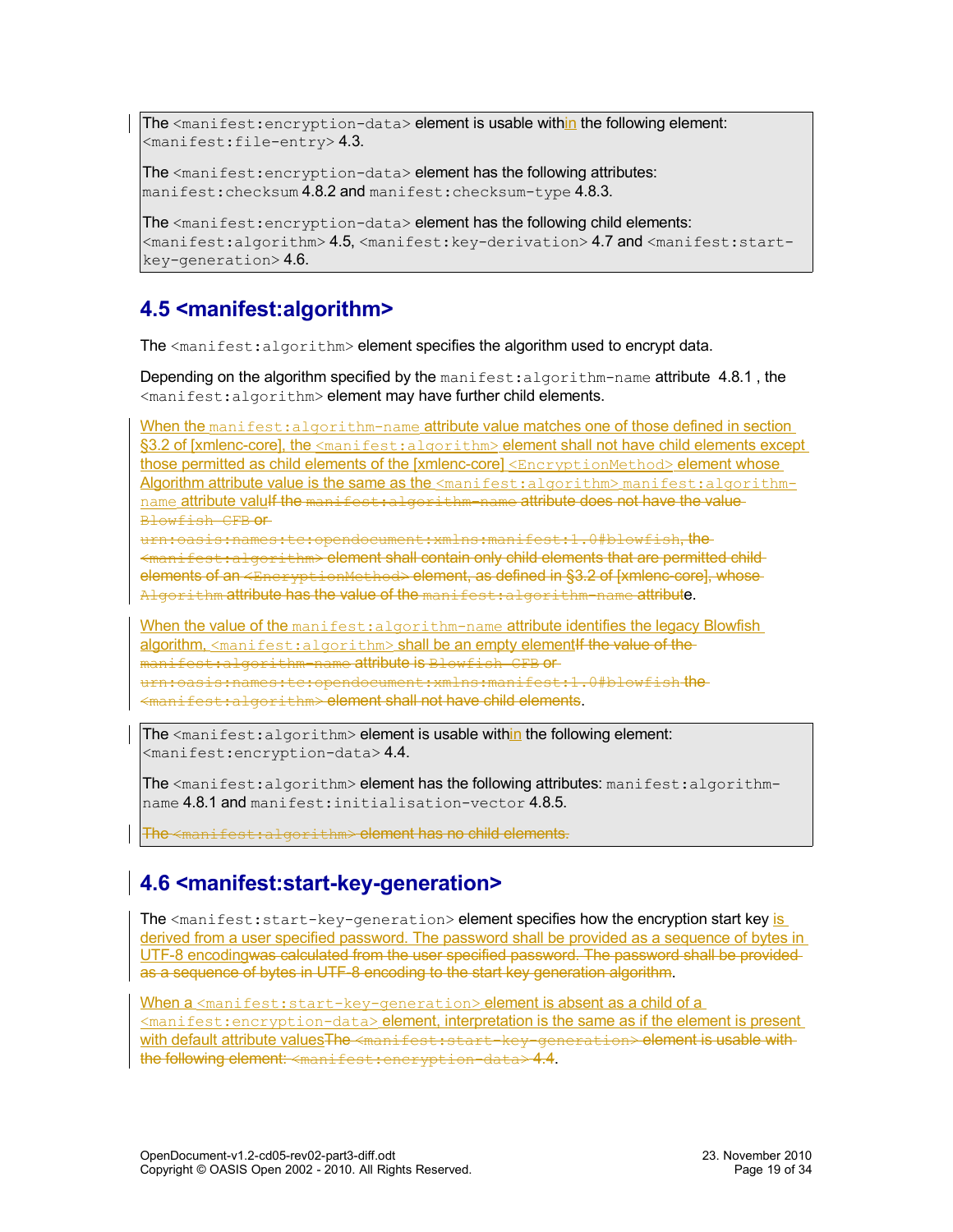The `<manifest:encryption-data>` element is usable within the following element: `<manifest:file-entry>` 4.3.

The `<manifest:encryption-data>` element has the following attributes: `manifest:checksum` 4.8.2 and `manifest:checksum-type` 4.8.3.

The `<manifest:encryption-data>` element has the following child elements: `<manifest:algorithm>` 4.5, `<manifest:key-derivation>` 4.7 and `<manifest:start-key-generation>` 4.6.

## 4.5 <manifest:algorithm>

The `<manifest:algorithm>` element specifies the algorithm used to encrypt data.

Depending on the algorithm specified by the `manifest:algorithm-name` attribute 4.8.1 , the `<manifest:algorithm>` element may have further child elements.

When the `manifest:algorithm-name` attribute value matches one of those defined in section §3.2 of [xmlenc-core], the `<manifest:algorithm>` element shall not have child elements except those permitted as child elements of the [xmlenc-core] `<EncryptionMethod>` element whose Algorithm attribute value is the same as the `<manifest:algorithm>` `manifest:algorithm-name` attribute valuIf the `manifest:algorithm-name` attribute does not have the value `Blowfish CFB` or `urn:oasis:names:tc:opendocument:xmlns:manifest:1.0#blowfish`, the `<manifest:algorithm>` element shall contain only child elements that are permitted child elements of an `<EncryptionMethod>` element, as defined in §3.2 of [xmlenc-core], whose `Algorithm` attribute has the value of the `manifest:algorithm-name` attribute.

When the value of the `manifest:algorithm-name` attribute identifies the legacy Blowfish algorithm, `<manifest:algorithm>` shall be an empty elementIf the value of the `manifest:algorithm-name` attribute is `Blowfish CFB` or `urn:oasis:names:tc:opendocument:xmlns:manifest:1.0#blowfish` the `<manifest:algorithm>` element shall not have child elements.

The `<manifest:algorithm>` element is usable within the following element: `<manifest:encryption-data>` 4.4.

The `<manifest:algorithm>` element has the following attributes: `manifest:algorithm-name` 4.8.1 and `manifest:initialisation-vector` 4.8.5.

The `<manifest:algorithm>` element has no child elements.

## 4.6 <manifest:start-key-generation>

The `<manifest:start-key-generation>` element specifies how the encryption start key is derived from a user specified password. The password shall be provided as a sequence of bytes in UTF-8 encodingwas calculated from the user specified password. The password shall be provided as a sequence of bytes in UTF-8 encoding to the start key generation algorithm.

When a `<manifest:start-key-generation>` element is absent as a child of a `<manifest:encryption-data>` element, interpretation is the same as if the element is present with default attribute valuesThe `<manifest:start-key-generation>` element is usable with the following element: `<manifest:encryption-data>` 4.4.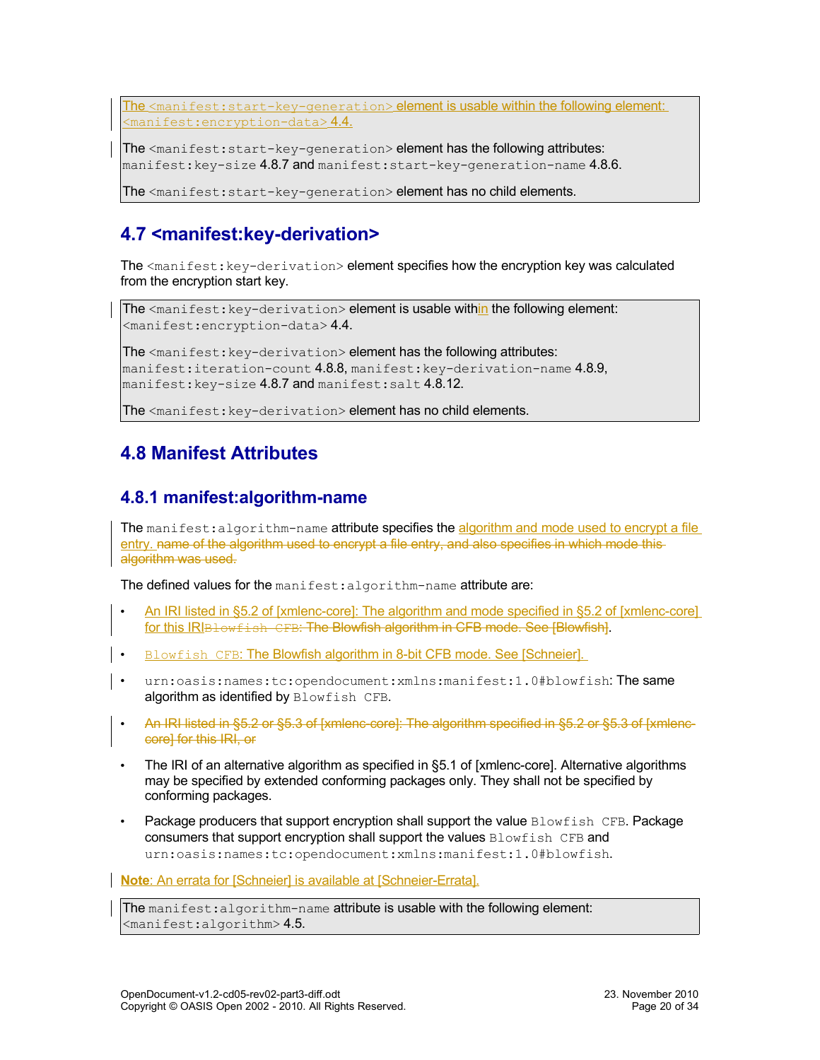The `<manifest:start-key-generation>` element is usable within the following element: `<manifest:encryption-data>` 4.4.

The `<manifest:start-key-generation>` element has the following attributes: `manifest:key-size` 4.8.7 and `manifest:start-key-generation-name` 4.8.6.

The `<manifest:start-key-generation>` element has no child elements.

## 4.7 <manifest:key-derivation>

The `<manifest:key-derivation>` element specifies how the encryption key was calculated from the encryption start key.

The `<manifest:key-derivation>` element is usable within the following element: `<manifest:encryption-data>` 4.4.

The `<manifest:key-derivation>` element has the following attributes: `manifest:iteration-count` 4.8.8, `manifest:key-derivation-name` 4.8.9, `manifest:key-size` 4.8.7 and `manifest:salt` 4.8.12.

The `<manifest:key-derivation>` element has no child elements.

## 4.8 Manifest Attributes

### 4.8.1 manifest:algorithm-name

The `manifest:algorithm-name` attribute specifies the algorithm and mode used to encrypt a file entry. ~~name of the algorithm used to encrypt a file entry, and also specifies in which mode this algorithm was used.~~

The defined values for the `manifest:algorithm-name` attribute are:

- An IRI listed in §5.2 of [xmlenc-core]: The algorithm and mode specified in §5.2 of [xmlenc-core] for this IRI~~`Blowfish CFB`: The Blowfish algorithm in CFB mode. See [Blowfish]~~.
- `Blowfish CFB`: The Blowfish algorithm in 8-bit CFB mode. See [Schneier].
- `urn:oasis:names:tc:opendocument:xmlns:manifest:1.0#blowfish`: The same algorithm as identified by `Blowfish CFB`.
- ~~An IRI listed in §5.2 or §5.3 of [xmlenc-core]: The algorithm specified in §5.2 or §5.3 of [xmlenc-core] for this IRI, or~~
- The IRI of an alternative algorithm as specified in §5.1 of [xmlenc-core]. Alternative algorithms may be specified by extended conforming packages only. They shall not be specified by conforming packages.
- Package producers that support encryption shall support the value `Blowfish CFB`. Package consumers that support encryption shall support the values `Blowfish CFB` and `urn:oasis:names:tc:opendocument:xmlns:manifest:1.0#blowfish`.

**Note**: An errata for [Schneier] is available at [Schneier-Errata].

The `manifest:algorithm-name` attribute is usable with the following element: `<manifest:algorithm>` 4.5.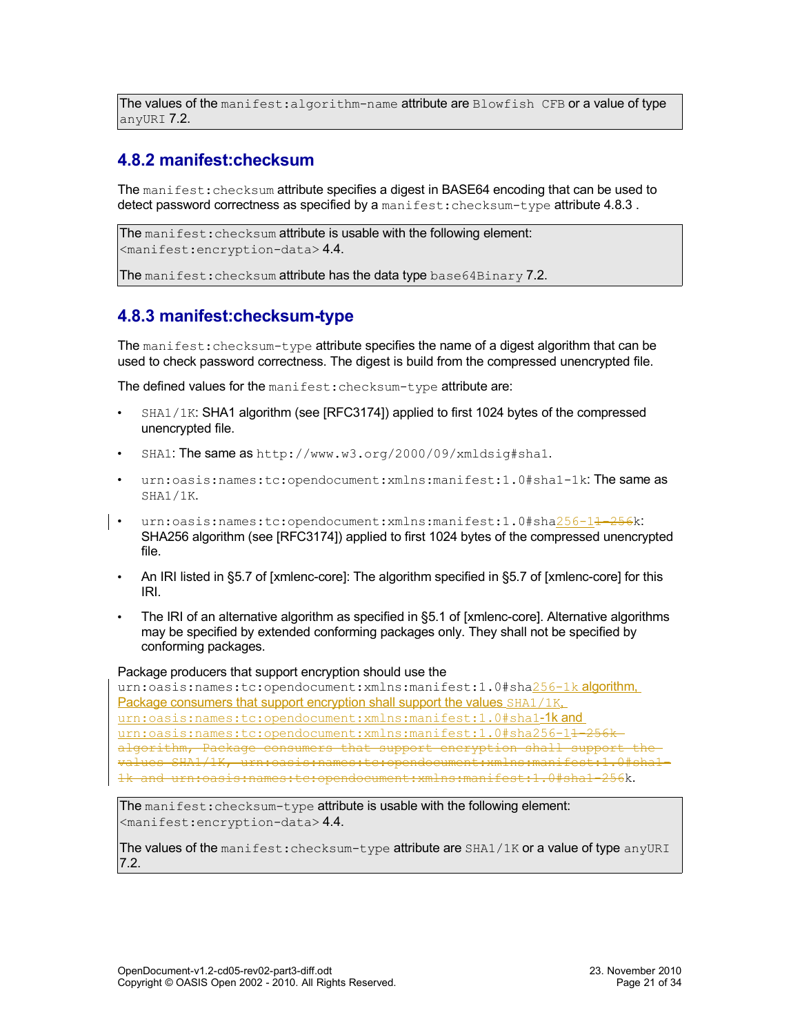The values of the manifest:algorithm-name attribute are Blowfish CFB or a value of type anyURI 7.2.

### 4.8.2 manifest:checksum

The manifest:checksum attribute specifies a digest in BASE64 encoding that can be used to detect password correctness as specified by a manifest:checksum-type attribute 4.8.3 .

The manifest:checksum attribute is usable with the following element: <manifest:encryption-data> 4.4.

The manifest:checksum attribute has the data type base64Binary 7.2.

### 4.8.3 manifest:checksum-type

The manifest:checksum-type attribute specifies the name of a digest algorithm that can be used to check password correctness. The digest is build from the compressed unencrypted file.

The defined values for the manifest:checksum-type attribute are:

- SHA1/1K: SHA1 algorithm (see [RFC3174]) applied to first 1024 bytes of the compressed unencrypted file.
- SHA1: The same as http://www.w3.org/2000/09/xmldsig#sha1.
- urn:oasis:names:tc:opendocument:xmlns:manifest:1.0#sha1-1k: The same as SHA1/1K.
- urn:oasis:names:tc:opendocument:xmlns:manifest:1.0#sha256-1~~1-256~~k: SHA256 algorithm (see [RFC3174]) applied to first 1024 bytes of the compressed unencrypted file.
- An IRI listed in §5.7 of [xmlenc-core]: The algorithm specified in §5.7 of [xmlenc-core] for this IRI.
- The IRI of an alternative algorithm as specified in §5.1 of [xmlenc-core]. Alternative algorithms may be specified by extended conforming packages only. They shall not be specified by conforming packages.

Package producers that support encryption should use the urn:oasis:names:tc:opendocument:xmlns:manifest:1.0#sha256-1k algorithm, Package consumers that support encryption shall support the values SHA1/1K, urn:oasis:names:tc:opendocument:xmlns:manifest:1.0#sha1-1k and urn:oasis:names:tc:opendocument:xmlns:manifest:1.0#sha256-1~~1-256k algorithm, Package consumers that support encryption shall support the values SHA1/1K, urn:oasis:names:tc:opendocument:xmlns:manifest:1.0#sha1-1k and urn:oasis:names:tc:opendocument:xmlns:manifest:1.0#sha1-256~~k.

The manifest:checksum-type attribute is usable with the following element: <manifest:encryption-data> 4.4.

The values of the manifest:checksum-type attribute are SHA1/1K or a value of type anyURI 7.2.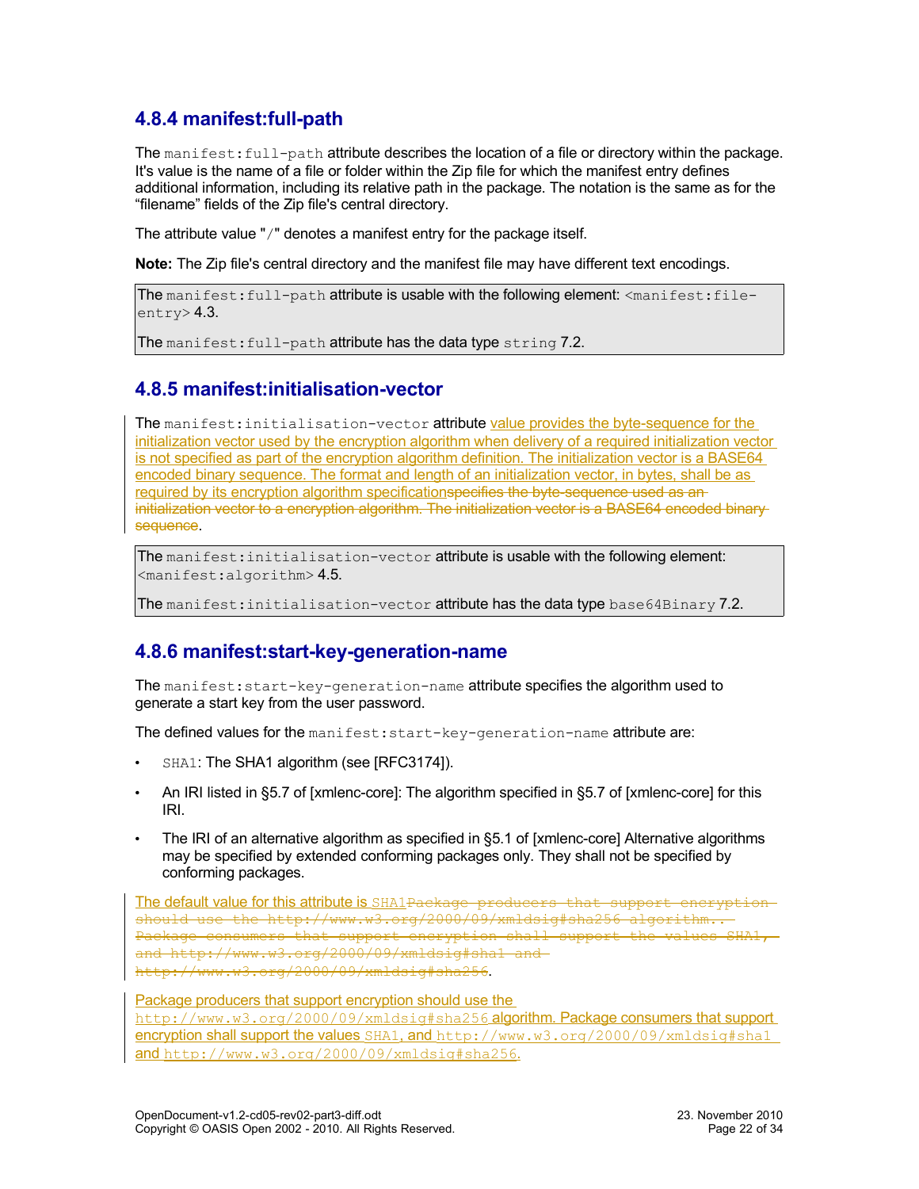## 4.8.4 manifest:full-path

The `manifest:full-path` attribute describes the location of a file or directory within the package. It's value is the name of a file or folder within the Zip file for which the manifest entry defines additional information, including its relative path in the package. The notation is the same as for the "filename" fields of the Zip file's central directory.

The attribute value "`/`" denotes a manifest entry for the package itself.

**Note:** The Zip file's central directory and the manifest file may have different text encodings.

The `manifest:full-path` attribute is usable with the following element: `<manifest:file-entry>` 4.3.

The `manifest:full-path` attribute has the data type `string` 7.2.

## 4.8.5 manifest:initialisation-vector

The `manifest:initialisation-vector` attribute value provides the byte-sequence for the initialization vector used by the encryption algorithm when delivery of a required initialization vector is not specified as part of the encryption algorithm definition. The initialization vector is a BASE64 encoded binary sequence. The format and length of an initialization vector, in bytes, shall be as required by its encryption algorithm specification~~specifies the byte-sequence used as an initialization vector to a encryption algorithm. The initialization vector is a BASE64 encoded binary sequence~~.

The `manifest:initialisation-vector` attribute is usable with the following element: `<manifest:algorithm>` 4.5.

The `manifest:initialisation-vector` attribute has the data type `base64Binary` 7.2.

## 4.8.6 manifest:start-key-generation-name

The `manifest:start-key-generation-name` attribute specifies the algorithm used to generate a start key from the user password.

The defined values for the `manifest:start-key-generation-name` attribute are:

- `SHA1`: The SHA1 algorithm (see [RFC3174]).
- An IRI listed in §5.7 of [xmlenc-core]: The algorithm specified in §5.7 of [xmlenc-core] for this IRI.
- The IRI of an alternative algorithm as specified in §5.1 of [xmlenc-core] Alternative algorithms may be specified by extended conforming packages only. They shall not be specified by conforming packages.

The default value for this attribute is `SHA1`~~`Package producers that support encryption should use the http://www.w3.org/2000/09/xmldsig#sha256 algorithm.. Package consumers that support encryption shall support the values SHA1, and http://www.w3.org/2000/09/xmldsig#sha1 and http://www.w3.org/2000/09/xmldsig#sha256`~~.

Package producers that support encryption should use the `http://www.w3.org/2000/09/xmldsig#sha256` algorithm. Package consumers that support encryption shall support the values `SHA1`, and `http://www.w3.org/2000/09/xmldsig#sha1` and `http://www.w3.org/2000/09/xmldsig#sha256`.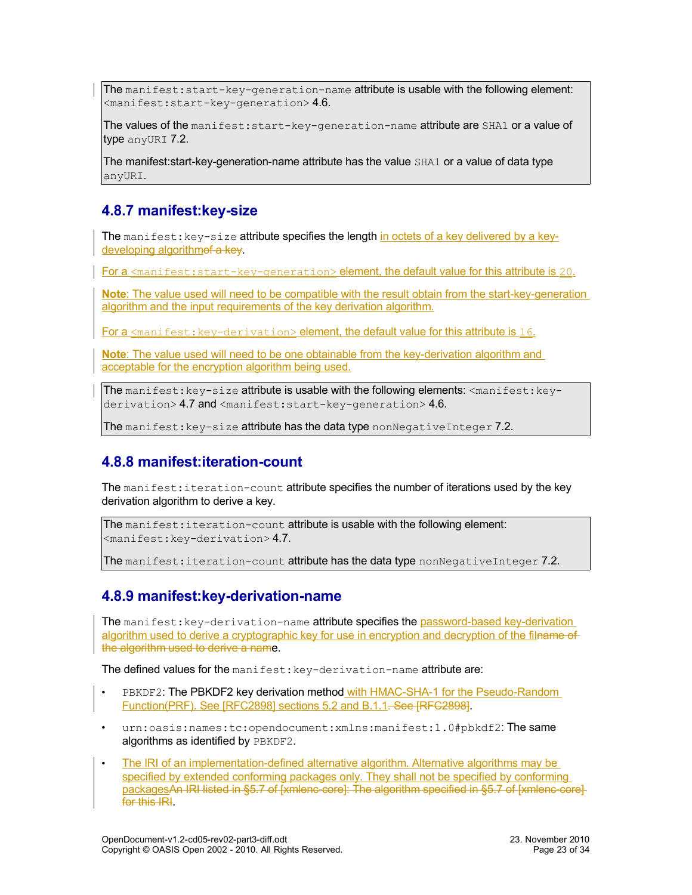The manifest:start-key-generation-name attribute is usable with the following element: <manifest:start-key-generation> 4.6.

The values of the manifest:start-key-generation-name attribute are SHA1 or a value of type anyURI 7.2.

The manifest:start-key-generation-name attribute has the value SHA1 or a value of data type anyURI.

### 4.8.7 manifest:key-size

The manifest:key-size attribute specifies the length in octets of a key delivered by a key-developing algorithmof a key.

For a <manifest:start-key-generation> element, the default value for this attribute is 20.

**Note**: The value used will need to be compatible with the result obtain from the start-key-generation algorithm and the input requirements of the key derivation algorithm.

For a <manifest:key-derivation> element, the default value for this attribute is 16.

**Note**: The value used will need to be one obtainable from the key-derivation algorithm and acceptable for the encryption algorithm being used.

The manifest:key-size attribute is usable with the following elements: <manifest:key-derivation> 4.7 and <manifest:start-key-generation> 4.6.

The manifest:key-size attribute has the data type nonNegativeInteger 7.2.

### 4.8.8 manifest:iteration-count

The manifest:iteration-count attribute specifies the number of iterations used by the key derivation algorithm to derive a key.

The manifest:iteration-count attribute is usable with the following element: <manifest:key-derivation> 4.7.

The manifest:iteration-count attribute has the data type nonNegativeInteger 7.2.

### 4.8.9 manifest:key-derivation-name

The manifest:key-derivation-name attribute specifies the password-based key-derivation algorithm used to derive a cryptographic key for use in encryption and decryption of the filname of the algorithm used to derive a name.

The defined values for the manifest:key-derivation-name attribute are:

- PBKDF2: The PBKDF2 key derivation method with HMAC-SHA-1 for the Pseudo-Random Function(PRF). See [RFC2898] sections 5.2 and B.1.1. See [RFC2898].
- urn:oasis:names:tc:opendocument:xmlns:manifest:1.0#pbkdf2: The same algorithms as identified by PBKDF2.
- The IRI of an implementation-defined alternative algorithm. Alternative algorithms may be specified by extended conforming packages only. They shall not be specified by conforming packagesAn IRI listed in §5.7 of [xmlenc-core]: The algorithm specified in §5.7 of [xmlenc-core] for this IRI.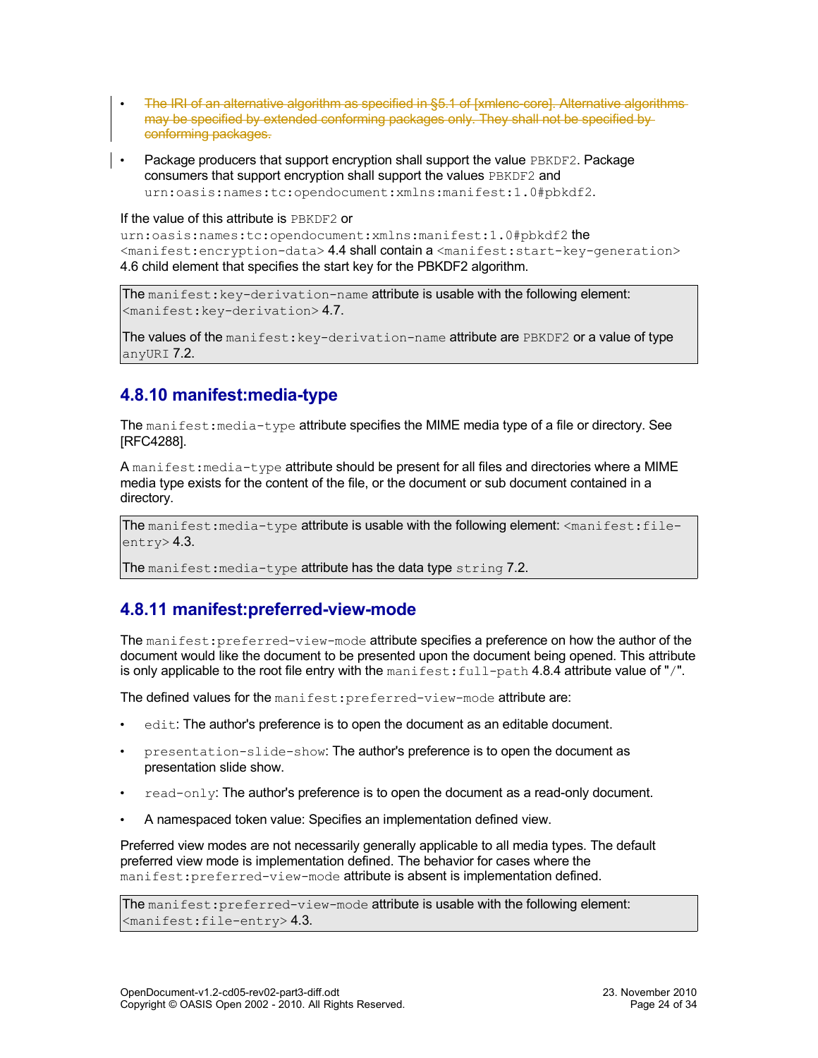- ~~The IRI of an alternative algorithm as specified in §5.1 of [xmlenc-core]. Alternative algorithms may be specified by extended conforming packages only. They shall not be specified by conforming packages.~~
- Package producers that support encryption shall support the value `PBKDF2`. Package consumers that support encryption shall support the values `PBKDF2` and `urn:oasis:names:tc:opendocument:xmlns:manifest:1.0#pbkdf2`.

If the value of this attribute is `PBKDF2` or `urn:oasis:names:tc:opendocument:xmlns:manifest:1.0#pbkdf2` the `<manifest:encryption-data>` 4.4 shall contain a `<manifest:start-key-generation>` 4.6 child element that specifies the start key for the PBKDF2 algorithm.

> The `manifest:key-derivation-name` attribute is usable with the following element: `<manifest:key-derivation>` 4.7.
>
> The values of the `manifest:key-derivation-name` attribute are `PBKDF2` or a value of type `anyURI` 7.2.

### 4.8.10 manifest:media-type

The `manifest:media-type` attribute specifies the MIME media type of a file or directory. See [RFC4288].

A `manifest:media-type` attribute should be present for all files and directories where a MIME media type exists for the content of the file, or the document or sub document contained in a directory.

> The `manifest:media-type` attribute is usable with the following element: `<manifest:file-entry>` 4.3.
>
> The `manifest:media-type` attribute has the data type `string` 7.2.

### 4.8.11 manifest:preferred-view-mode

The `manifest:preferred-view-mode` attribute specifies a preference on how the author of the document would like the document to be presented upon the document being opened. This attribute is only applicable to the root file entry with the `manifest:full-path` 4.8.4 attribute value of "`/`".

The defined values for the `manifest:preferred-view-mode` attribute are:

- `edit`: The author's preference is to open the document as an editable document.
- `presentation-slide-show`: The author's preference is to open the document as presentation slide show.
- `read-only`: The author's preference is to open the document as a read-only document.
- A namespaced token value: Specifies an implementation defined view.

Preferred view modes are not necessarily generally applicable to all media types. The default preferred view mode is implementation defined. The behavior for cases where the `manifest:preferred-view-mode` attribute is absent is implementation defined.

> The `manifest:preferred-view-mode` attribute is usable with the following element: `<manifest:file-entry>` 4.3.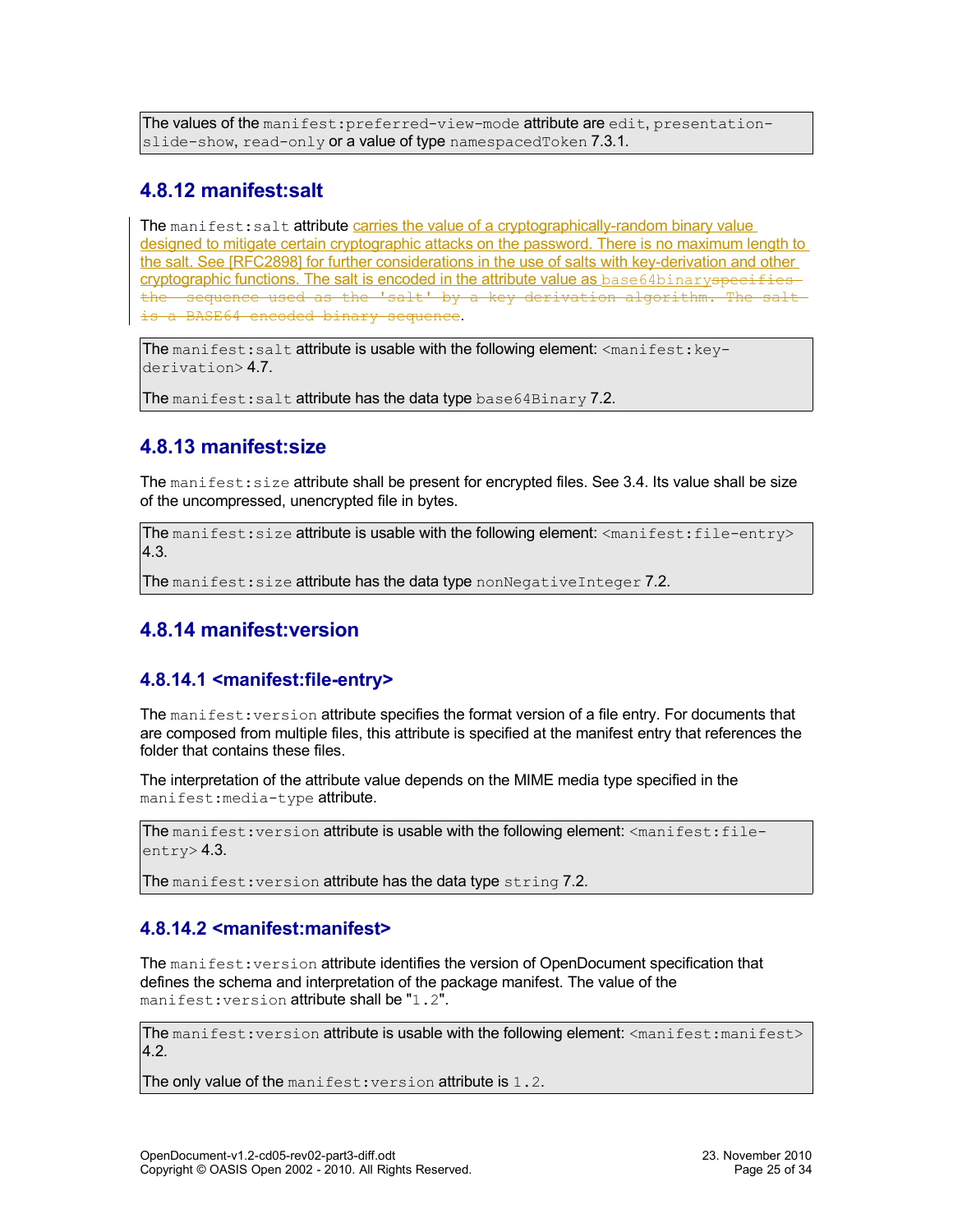The values of the `manifest:preferred-view-mode` attribute are `edit`, `presentation-slide-show`, `read-only` or a value of type `namespacedToken` 7.3.1.

## 4.8.12 manifest:salt

The `manifest:salt` attribute carries the value of a cryptographically-random binary value designed to mitigate certain cryptographic attacks on the password. There is no maximum length to the salt. See [RFC2898] for further considerations in the use of salts with key-derivation and other cryptographic functions. The salt is encoded in the attribute value as `base64binary`~~specifies the sequence used as the 'salt' by a key derivation algorithm. The salt is a BASE64 encoded binary sequence~~.

The `manifest:salt` attribute is usable with the following element: `<manifest:key-derivation>` 4.7.

The `manifest:salt` attribute has the data type `base64Binary` 7.2.

## 4.8.13 manifest:size

The `manifest:size` attribute shall be present for encrypted files. See 3.4. Its value shall be size of the uncompressed, unencrypted file in bytes.

The `manifest:size` attribute is usable with the following element: `<manifest:file-entry>` 4.3.

The `manifest:size` attribute has the data type `nonNegativeInteger` 7.2.

## 4.8.14 manifest:version

### 4.8.14.1 <manifest:file-entry>

The `manifest:version` attribute specifies the format version of a file entry. For documents that are composed from multiple files, this attribute is specified at the manifest entry that references the folder that contains these files.

The interpretation of the attribute value depends on the MIME media type specified in the `manifest:media-type` attribute.

The `manifest:version` attribute is usable with the following element: `<manifest:file-entry>` 4.3.

The `manifest:version` attribute has the data type `string` 7.2.

### 4.8.14.2 <manifest:manifest>

The `manifest:version` attribute identifies the version of OpenDocument specification that defines the schema and interpretation of the package manifest. The value of the `manifest:version` attribute shall be "`1.2`".

The `manifest:version` attribute is usable with the following element: `<manifest:manifest>` 4.2.

The only value of the `manifest:version` attribute is `1.2`.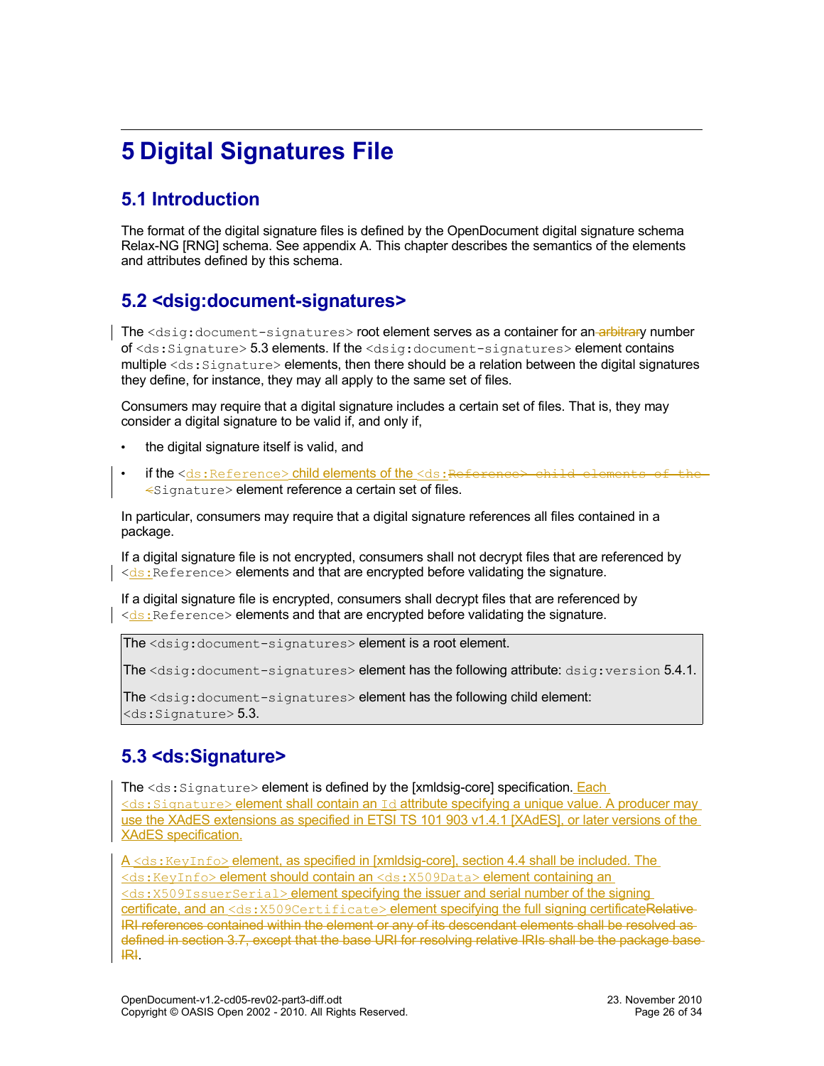# 5 Digital Signatures File

## 5.1 Introduction

The format of the digital signature files is defined by the OpenDocument digital signature schema Relax-NG [RNG] schema. See appendix A. This chapter describes the semantics of the elements and attributes defined by this schema.

## 5.2 <dsig:document-signatures>

The `<dsig:document-signatures>` root element serves as a container for an ~~arbitrar~~y number of `<ds:Signature>` 5.3 elements. If the `<dsig:document-signatures>` element contains multiple `<ds:Signature>` elements, then there should be a relation between the digital signatures they define, for instance, they may all apply to the same set of files.

Consumers may require that a digital signature includes a certain set of files. That is, they may consider a digital signature to be valid if, and only if,

- the digital signature itself is valid, and
- if the `<ds:Reference>` child elements of the `<ds:`~~Reference> child elements of the <~~`Signature>` element reference a certain set of files.

In particular, consumers may require that a digital signature references all files contained in a package.

If a digital signature file is not encrypted, consumers shall not decrypt files that are referenced by `<ds:Reference>` elements and that are encrypted before validating the signature.

If a digital signature file is encrypted, consumers shall decrypt files that are referenced by `<ds:Reference>` elements and that are encrypted before validating the signature.

> The `<dsig:document-signatures>` element is a root element.
>
> The `<dsig:document-signatures>` element has the following attribute: `dsig:version` 5.4.1.
>
> The `<dsig:document-signatures>` element has the following child element: `<ds:Signature>` 5.3.

## 5.3 <ds:Signature>

The `<ds:Signature>` element is defined by the [xmldsig-core] specification. Each `<ds:Signature>` element shall contain an `Id` attribute specifying a unique value. A producer may use the XAdES extensions as specified in ETSI TS 101 903 v1.4.1 [XAdES], or later versions of the XAdES specification.

A `<ds:KeyInfo>` element, as specified in [xmldsig-core], section 4.4 shall be included. The `<ds:KeyInfo>` element should contain an `<ds:X509Data>` element containing an `<ds:X509IssuerSerial>` element specifying the issuer and serial number of the signing certificate, and an `<ds:X509Certificate>` element specifying the full signing certificate~~Relative IRI references contained within the element or any of its descendant elements shall be resolved as defined in section 3.7, except that the base URI for resolving relative IRIs shall be the package base IRI~~.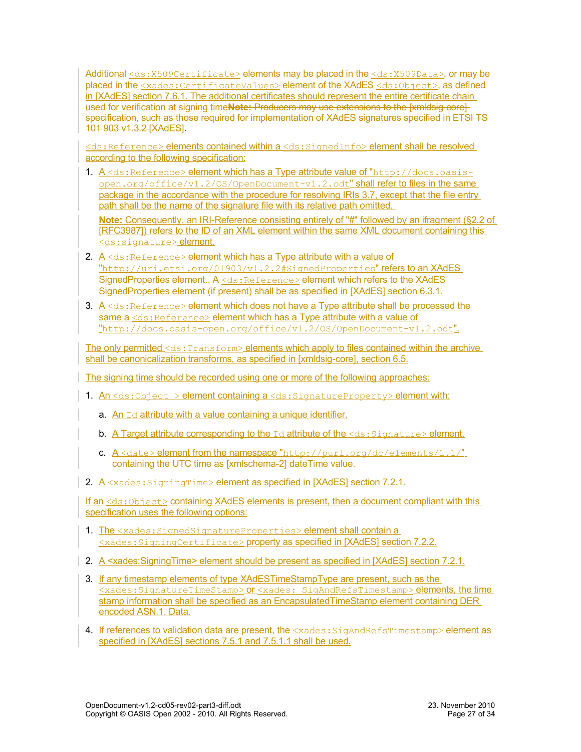Additional `<ds:X509Certificate>` elements may be placed in the `<ds:X509Data>`, or may be placed in the `<xades:CertificateValues>` element of the XAdES `<ds:Object>`, as defined in [XAdES] section 7.6.1. The additional certificates should represent the entire certificate chain used for verification at signing time~~**Note:** Producers may use extensions to the [xmldsig-core] specification, such as those required for implementation of XAdES signatures specified in ETSI TS 101 903 v1.3.2 [XAdES]~~.

`<ds:Reference>` elements contained within a `<ds:SignedInfo>` element shall be resolved according to the following specification:

1. A `<ds:Reference>` element which has a Type attribute value of "`http://docs.oasis-open.org/office/v1.2/OS/OpenDocument-v1.2.odt`" shall refer to files in the same package in the accordance with the procedure for resolving IRIs 3.7, except that the file entry path shall be the name of the signature file with its relative path omitted.

   **Note:** Consequently, an IRI-Reference consisting entirely of "#" followed by an ifragment (§2.2 of [RFC3987]) refers to the ID of an XML element within the same XML document containing this `<ds:signature>` element.

2. A `<ds:Reference>` element which has a Type attribute with a value of "`http://uri.etsi.org/01903/v1.2.2#SignedProperties`" refers to an XAdES SignedProperties element.. A `<ds:Reference>` element which refers to the XAdES SignedProperties element (if present) shall be as specified in [XAdES] section 6.3.1.

3. A `<ds:Reference>` element which does not have a Type attribute shall be processed the same a `<ds:Reference>` element which has a Type attribute with a value of "`http://docs.oasis-open.org/office/v1.2/OS/OpenDocument-v1.2.odt`".

The only permitted `<ds:Transform>` elements which apply to files contained within the archive shall be canonicalization transforms, as specified in [xmldsig-core], section 6.5.

The signing time should be recorded using one or more of the following approaches:

1. An `<ds:Object >` element containing a `<ds:SignatureProperty>` element with:

   a. An `Id` attribute with a value containing a unique identifier.

   b. A Target attribute corresponding to the `Id` attribute of the `<ds:Signature>` element.

   c. A `<date>` element from the namespace "`http://purl.org/dc/elements/1.1/`" containing the UTC time as [xmlschema-2] dateTime value.

2. A `<xades:SigningTime>` element as specified in [XAdES] section 7.2.1.

If an `<ds:Object>` containing XAdES elements is present, then a document compliant with this specification uses the following options:

1. The `<xades:SignedSignatureProperties>` element shall contain a `<xades:SigningCertificate>` property as specified in [XAdES] section 7.2.2.

2. A <xades:SigningTime> element should be present as specified in [XAdES] section 7.2.1.

3. If any timestamp elements of type XAdESTimeStampType are present, such as the `<xades:SignatureTimeStamp>` or `<xades: SigAndRefsTimestamp>` elements, the time stamp information shall be specified as an EncapsulatedTimeStamp element containing DER encoded ASN.1. Data.

4. If references to validation data are present, the `<xades:SigAndRefsTimestamp>` element as specified in [XAdES] sections 7.5.1 and 7.5.1.1 shall be used.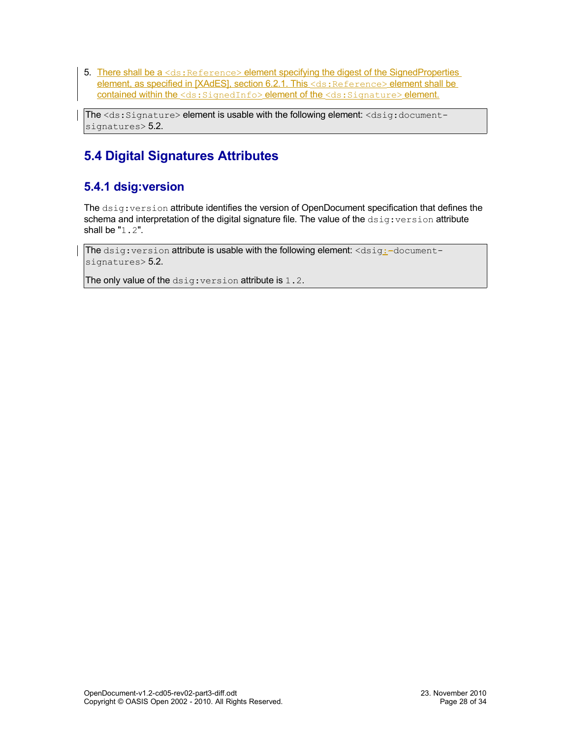5. There shall be a `<ds:Reference>` element specifying the digest of the SignedProperties element, as specified in [XAdES], section 6.2.1. This `<ds:Reference>` element shall be contained within the `<ds:SignedInfo>` element of the `<ds:Signature>` element.

> The `<ds:Signature>` element is usable with the following element: `<dsig:document-signatures>` 5.2.

## 5.4 Digital Signatures Attributes

### 5.4.1 dsig:version

The `dsig:version` attribute identifies the version of OpenDocument specification that defines the schema and interpretation of the digital signature file. The value of the `dsig:version` attribute shall be "`1.2`".

> The `dsig:version` attribute is usable with the following element: `<dsig:-document-signatures>` 5.2.
>
> The only value of the `dsig:version` attribute is `1.2`.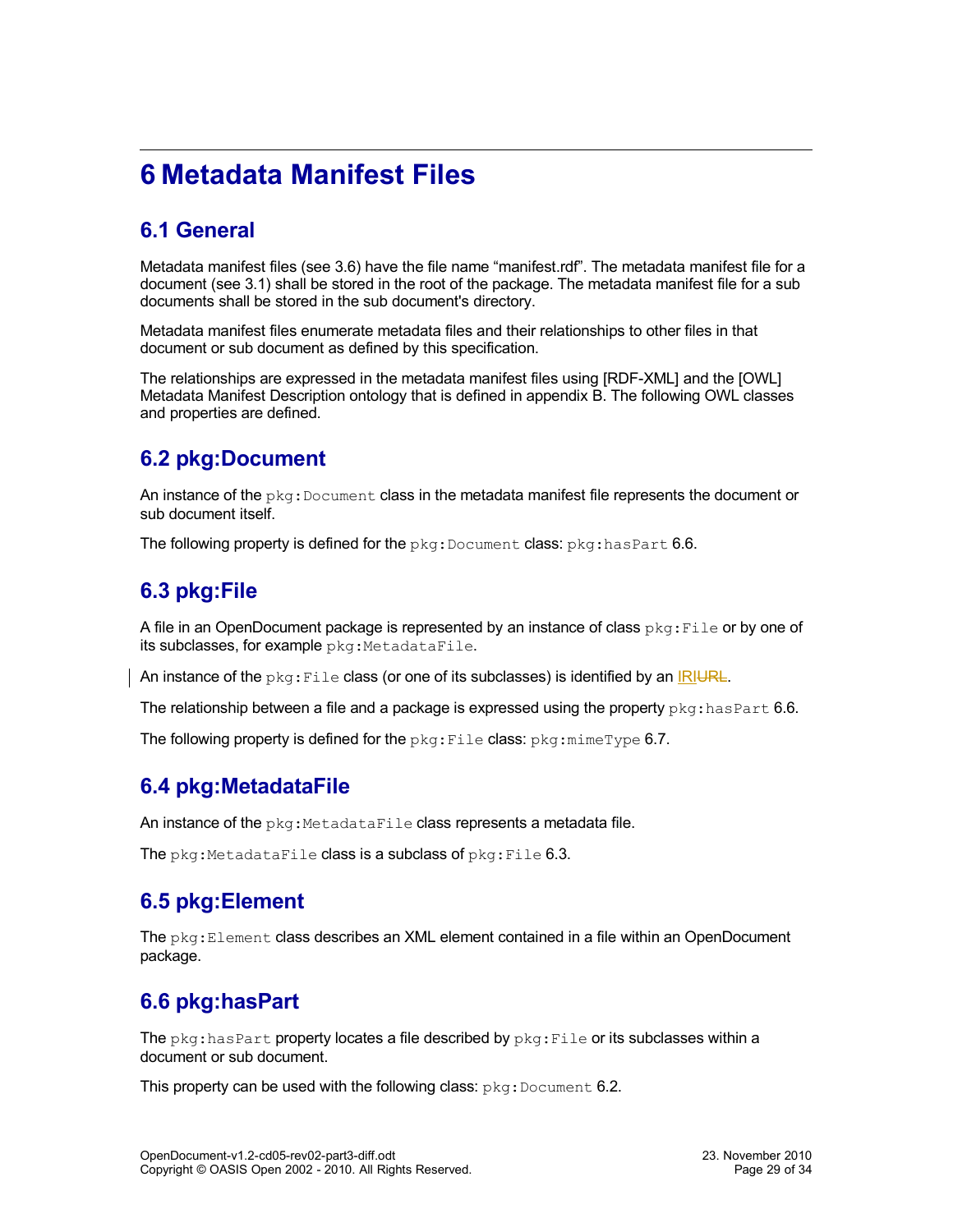# 6 Metadata Manifest Files

## 6.1 General

Metadata manifest files (see 3.6) have the file name “manifest.rdf”. The metadata manifest file for a document (see 3.1) shall be stored in the root of the package. The metadata manifest file for a sub documents shall be stored in the sub document's directory.

Metadata manifest files enumerate metadata files and their relationships to other files in that document or sub document as defined by this specification.

The relationships are expressed in the metadata manifest files using [RDF-XML] and the [OWL] Metadata Manifest Description ontology that is defined in appendix B. The following OWL classes and properties are defined.

## 6.2 pkg:Document

An instance of the `pkg:Document` class in the metadata manifest file represents the document or sub document itself.

The following property is defined for the `pkg:Document` class: `pkg:hasPart` 6.6.

## 6.3 pkg:File

A file in an OpenDocument package is represented by an instance of class `pkg:File` or by one of its subclasses, for example `pkg:MetadataFile`.

An instance of the `pkg:File` class (or one of its subclasses) is identified by an ~~URL~~IRI.

The relationship between a file and a package is expressed using the property `pkg:hasPart` 6.6.

The following property is defined for the `pkg:File` class: `pkg:mimeType` 6.7.

## 6.4 pkg:MetadataFile

An instance of the `pkg:MetadataFile` class represents a metadata file.

The `pkg:MetadataFile` class is a subclass of `pkg:File` 6.3.

## 6.5 pkg:Element

The `pkg:Element` class describes an XML element contained in a file within an OpenDocument package.

## 6.6 pkg:hasPart

The `pkg:hasPart` property locates a file described by `pkg:File` or its subclasses within a document or sub document.

This property can be used with the following class: `pkg:Document` 6.2.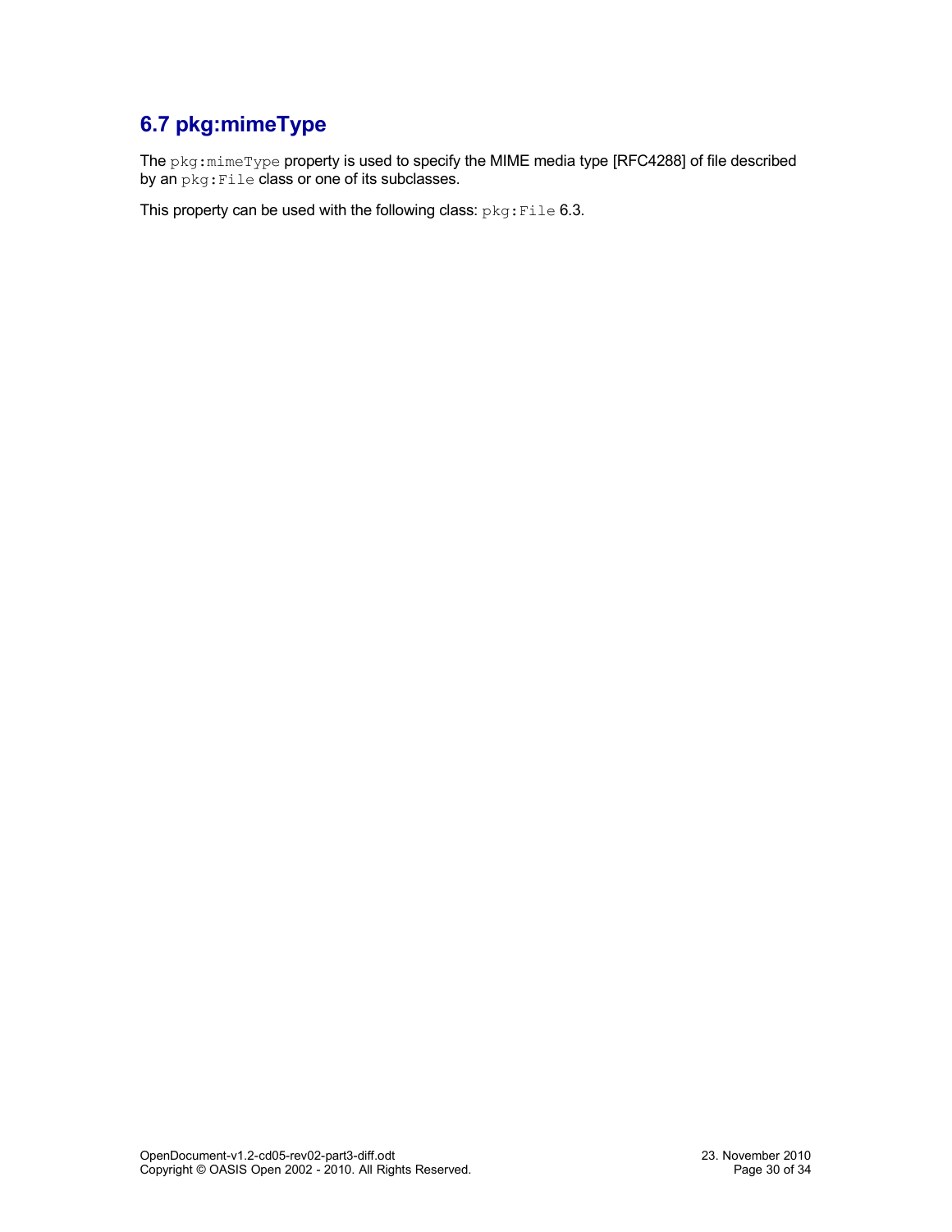## 6.7 pkg:mimeType

The `pkg:mimeType` property is used to specify the MIME media type [RFC4288] of file described by an `pkg:File` class or one of its subclasses.

This property can be used with the following class: `pkg:File` 6.3.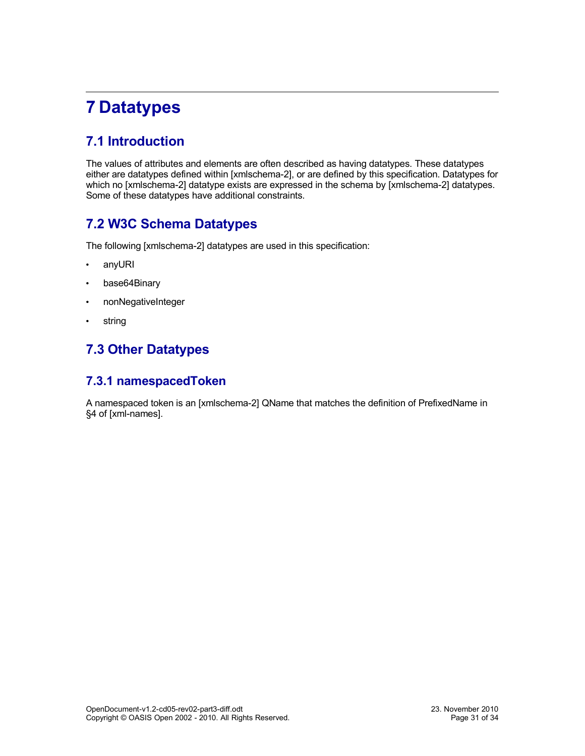# 7 Datatypes

## 7.1 Introduction

The values of attributes and elements are often described as having datatypes. These datatypes either are datatypes defined within [xmlschema-2], or are defined by this specification. Datatypes for which no [xmlschema-2] datatype exists are expressed in the schema by [xmlschema-2] datatypes. Some of these datatypes have additional constraints.

## 7.2 W3C Schema Datatypes

The following [xmlschema-2] datatypes are used in this specification:

- anyURI
- base64Binary
- nonNegativeInteger
- string

## 7.3 Other Datatypes

### 7.3.1 namespacedToken

A namespaced token is an [xmlschema-2] QName that matches the definition of PrefixedName in §4 of [xml-names].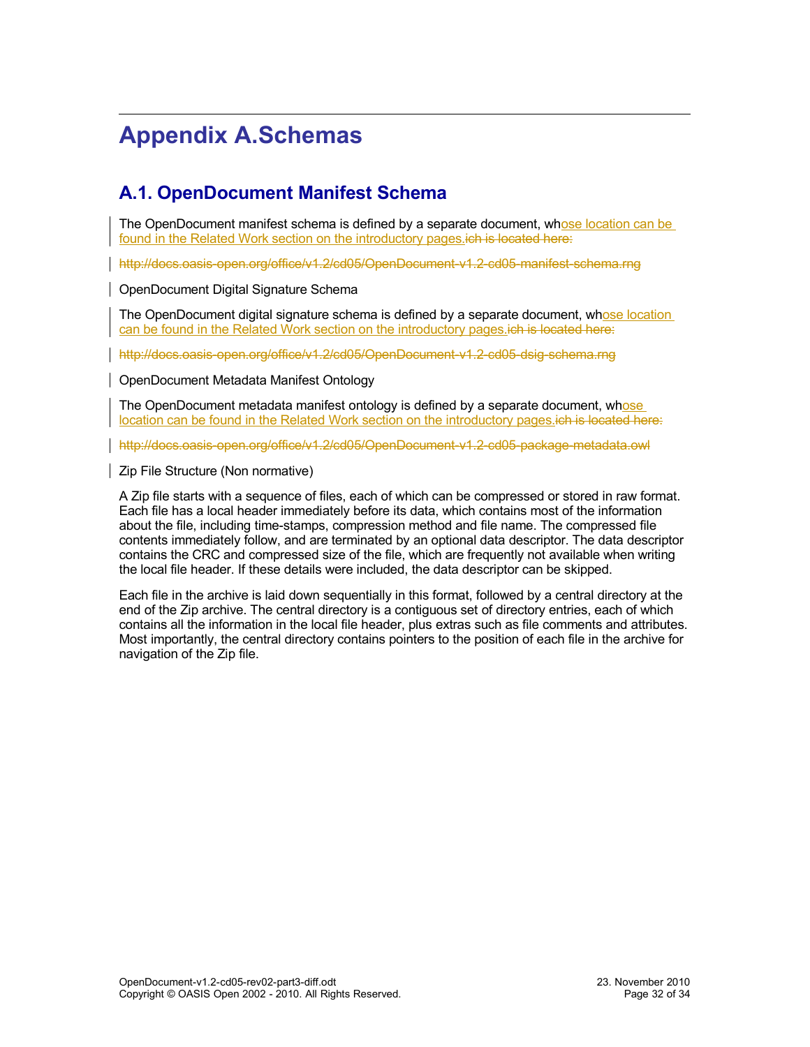# Appendix A.Schemas

## A.1. OpenDocument Manifest Schema

The OpenDocument manifest schema is defined by a separate document, whose location can be found in the Related Work section on the introductory pages.~~ich is located here:~~

~~http://docs.oasis-open.org/office/v1.2/cd05/OpenDocument-v1.2-cd05-manifest-schema.rng~~

OpenDocument Digital Signature Schema

The OpenDocument digital signature schema is defined by a separate document, whose location can be found in the Related Work section on the introductory pages.~~ich is located here:~~

~~http://docs.oasis-open.org/office/v1.2/cd05/OpenDocument-v1.2-cd05-dsig-schema.rng~~

OpenDocument Metadata Manifest Ontology

The OpenDocument metadata manifest ontology is defined by a separate document, whose location can be found in the Related Work section on the introductory pages.~~ich is located here:~~

~~http://docs.oasis-open.org/office/v1.2/cd05/OpenDocument-v1.2-cd05-package-metadata.owl~~

Zip File Structure (Non normative)

A Zip file starts with a sequence of files, each of which can be compressed or stored in raw format. Each file has a local header immediately before its data, which contains most of the information about the file, including time-stamps, compression method and file name. The compressed file contents immediately follow, and are terminated by an optional data descriptor. The data descriptor contains the CRC and compressed size of the file, which are frequently not available when writing the local file header. If these details were included, the data descriptor can be skipped.

Each file in the archive is laid down sequentially in this format, followed by a central directory at the end of the Zip archive. The central directory is a contiguous set of directory entries, each of which contains all the information in the local file header, plus extras such as file comments and attributes. Most importantly, the central directory contains pointers to the position of each file in the archive for navigation of the Zip file.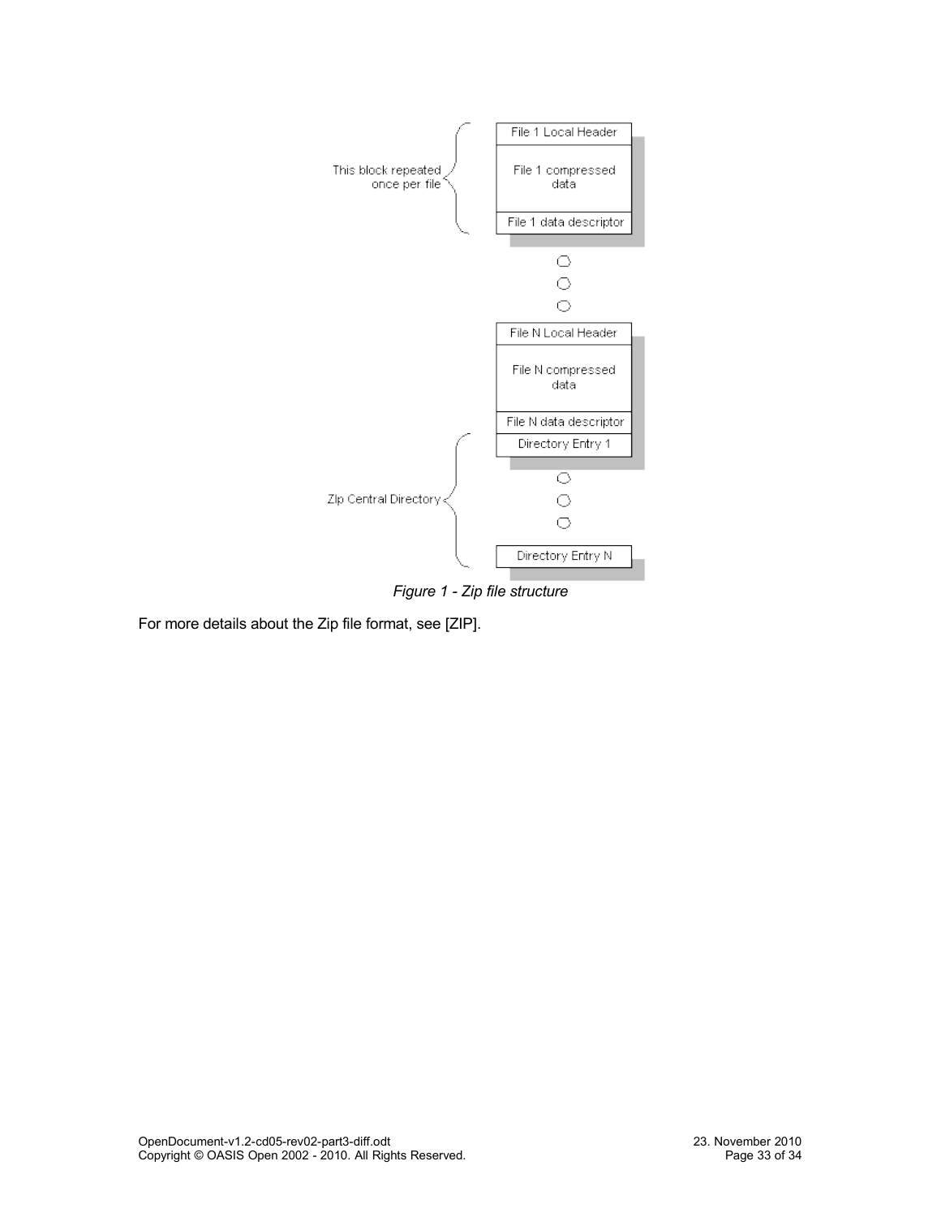*Figure 1 - Zip file structure*

For more details about the Zip file format, see [ZIP].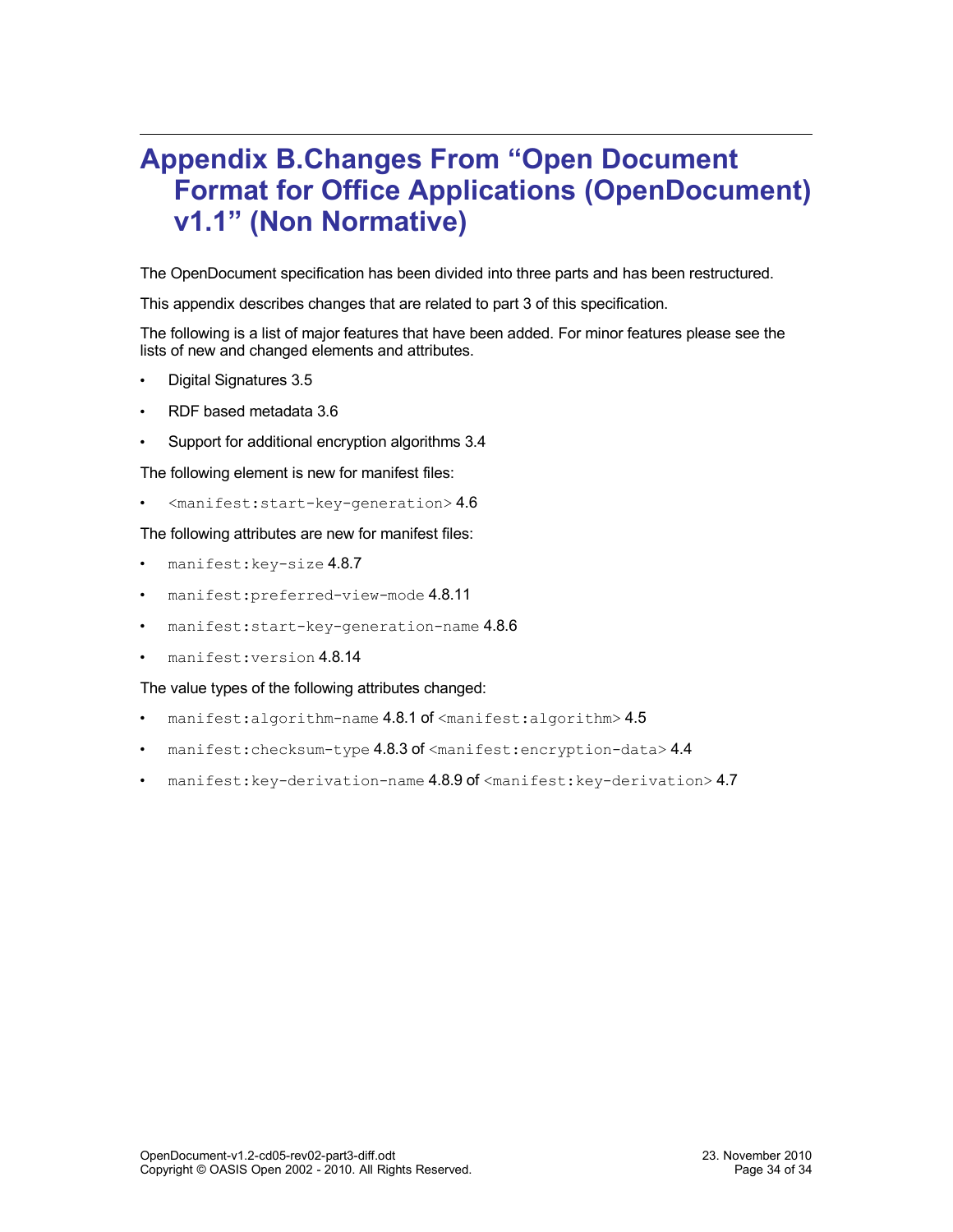# Appendix B.Changes From “Open Document Format for Office Applications (OpenDocument) v1.1” (Non Normative)

The OpenDocument specification has been divided into three parts and has been restructured.

This appendix describes changes that are related to part 3 of this specification.

The following is a list of major features that have been added. For minor features please see the lists of new and changed elements and attributes.

- Digital Signatures 3.5
- RDF based metadata 3.6
- Support for additional encryption algorithms 3.4

The following element is new for manifest files:

- `<manifest:start-key-generation>` 4.6

The following attributes are new for manifest files:

- `manifest:key-size` 4.8.7
- `manifest:preferred-view-mode` 4.8.11
- `manifest:start-key-generation-name` 4.8.6
- `manifest:version` 4.8.14

The value types of the following attributes changed:

- `manifest:algorithm-name` 4.8.1 of `<manifest:algorithm>` 4.5
- `manifest:checksum-type` 4.8.3 of `<manifest:encryption-data>` 4.4
- `manifest:key-derivation-name` 4.8.9 of `<manifest:key-derivation>` 4.7